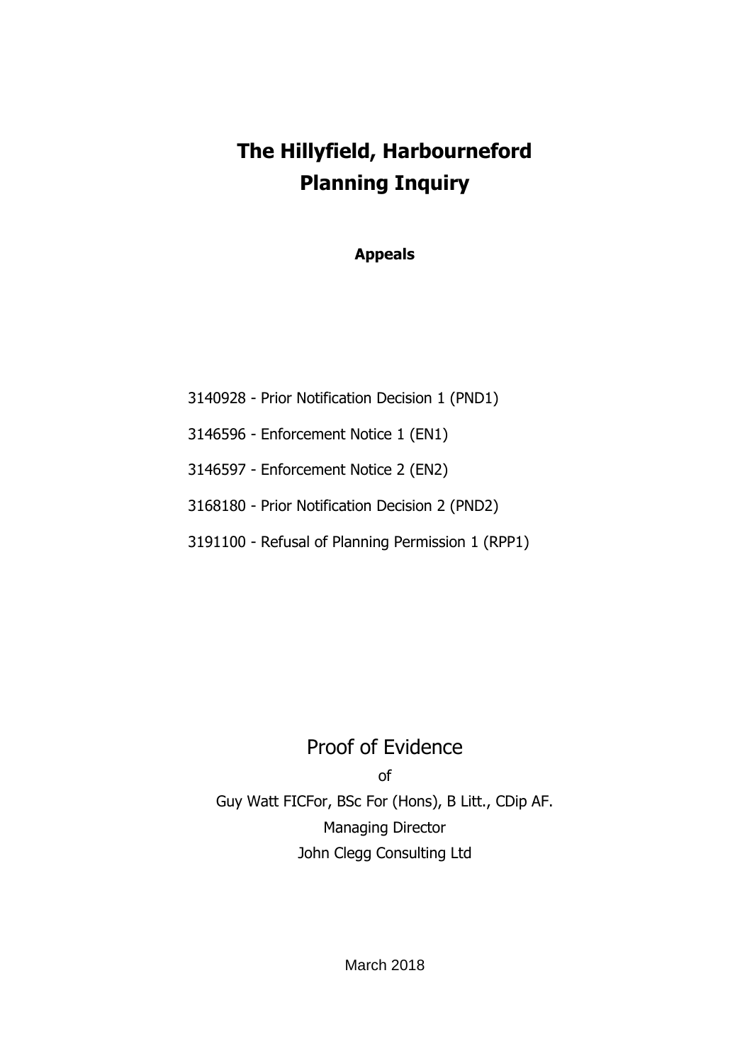# The Hillyfield, Harbourneford
# Planning Inquiry

**Appeals**

3140928 - Prior Notification Decision 1 (PND1)

3146596 - Enforcement Notice 1 (EN1)

3146597 - Enforcement Notice 2 (EN2)

3168180 - Prior Notification Decision 2 (PND2)

3191100 - Refusal of Planning Permission 1 (RPP1)

Proof of Evidence

of

Guy Watt FICFor, BSc For (Hons), B Litt., CDip AF.

Managing Director

John Clegg Consulting Ltd

March 2018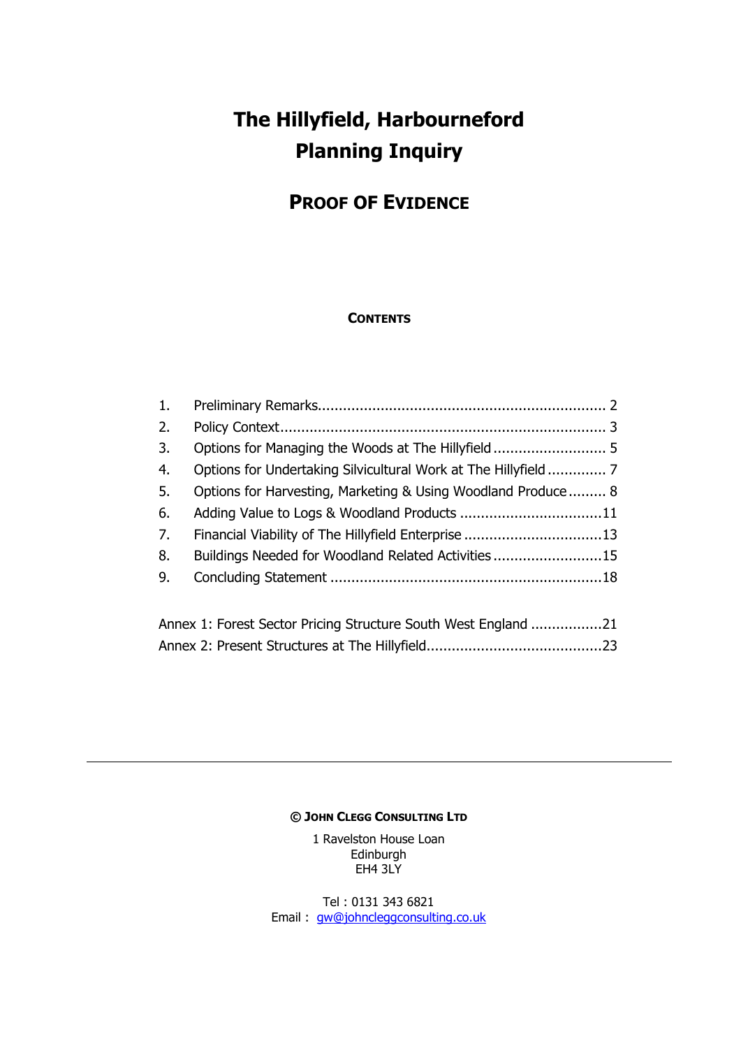# The Hillyfield, Harbourneford
# Planning Inquiry

## PROOF OF EVIDENCE

### CONTENTS

1. Preliminary Remarks.................................................................... 2
2. Policy Context............................................................................ 3
3. Options for Managing the Woods at The Hillyfield .......................... 5
4. Options for Undertaking Silvicultural Work at The Hillyfield ............. 7
5. Options for Harvesting, Marketing & Using Woodland Produce ......... 8
6. Adding Value to Logs & Woodland Products ..................................11
7. Financial Viability of The Hillyfield Enterprise .................................13
8. Buildings Needed for Woodland Related Activities ..........................15
9. Concluding Statement .................................................................18

Annex 1: Forest Sector Pricing Structure South West England .................21
Annex 2: Present Structures at The Hillyfield..........................................23

---

**© JOHN CLEGG CONSULTING LTD**

1 Ravelston House Loan
Edinburgh
EH4 3LY

Tel : 0131 343 6821
Email : gw@johncleggconsulting.co.uk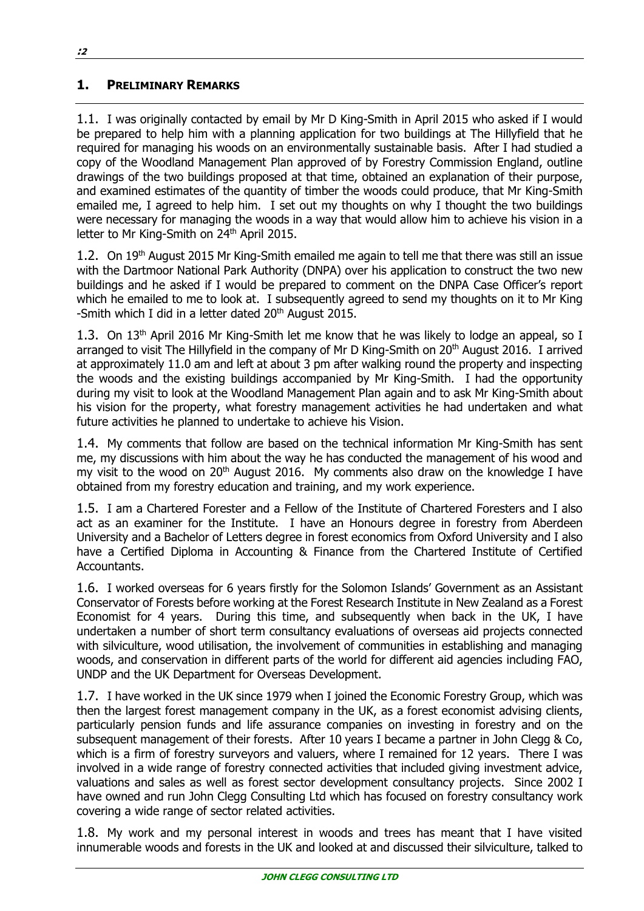## 1. Preliminary Remarks

1.1. I was originally contacted by email by Mr D King-Smith in April 2015 who asked if I would be prepared to help him with a planning application for two buildings at The Hillyfield that he required for managing his woods on an environmentally sustainable basis. After I had studied a copy of the Woodland Management Plan approved of by Forestry Commission England, outline drawings of the two buildings proposed at that time, obtained an explanation of their purpose, and examined estimates of the quantity of timber the woods could produce, that Mr King-Smith emailed me, I agreed to help him. I set out my thoughts on why I thought the two buildings were necessary for managing the woods in a way that would allow him to achieve his vision in a letter to Mr King-Smith on 24th April 2015.

1.2. On 19th August 2015 Mr King-Smith emailed me again to tell me that there was still an issue with the Dartmoor National Park Authority (DNPA) over his application to construct the two new buildings and he asked if I would be prepared to comment on the DNPA Case Officer's report which he emailed to me to look at. I subsequently agreed to send my thoughts on it to Mr King -Smith which I did in a letter dated 20th August 2015.

1.3. On 13th April 2016 Mr King-Smith let me know that he was likely to lodge an appeal, so I arranged to visit The Hillyfield in the company of Mr D King-Smith on 20th August 2016. I arrived at approximately 11.0 am and left at about 3 pm after walking round the property and inspecting the woods and the existing buildings accompanied by Mr King-Smith. I had the opportunity during my visit to look at the Woodland Management Plan again and to ask Mr King-Smith about his vision for the property, what forestry management activities he had undertaken and what future activities he planned to undertake to achieve his Vision.

1.4. My comments that follow are based on the technical information Mr King-Smith has sent me, my discussions with him about the way he has conducted the management of his wood and my visit to the wood on 20th August 2016. My comments also draw on the knowledge I have obtained from my forestry education and training, and my work experience.

1.5. I am a Chartered Forester and a Fellow of the Institute of Chartered Foresters and I also act as an examiner for the Institute. I have an Honours degree in forestry from Aberdeen University and a Bachelor of Letters degree in forest economics from Oxford University and I also have a Certified Diploma in Accounting & Finance from the Chartered Institute of Certified Accountants.

1.6. I worked overseas for 6 years firstly for the Solomon Islands' Government as an Assistant Conservator of Forests before working at the Forest Research Institute in New Zealand as a Forest Economist for 4 years. During this time, and subsequently when back in the UK, I have undertaken a number of short term consultancy evaluations of overseas aid projects connected with silviculture, wood utilisation, the involvement of communities in establishing and managing woods, and conservation in different parts of the world for different aid agencies including FAO, UNDP and the UK Department for Overseas Development.

1.7. I have worked in the UK since 1979 when I joined the Economic Forestry Group, which was then the largest forest management company in the UK, as a forest economist advising clients, particularly pension funds and life assurance companies on investing in forestry and on the subsequent management of their forests. After 10 years I became a partner in John Clegg & Co, which is a firm of forestry surveyors and valuers, where I remained for 12 years. There I was involved in a wide range of forestry connected activities that included giving investment advice, valuations and sales as well as forest sector development consultancy projects. Since 2002 I have owned and run John Clegg Consulting Ltd which has focused on forestry consultancy work covering a wide range of sector related activities.

1.8. My work and my personal interest in woods and trees has meant that I have visited innumerable woods and forests in the UK and looked at and discussed their silviculture, talked to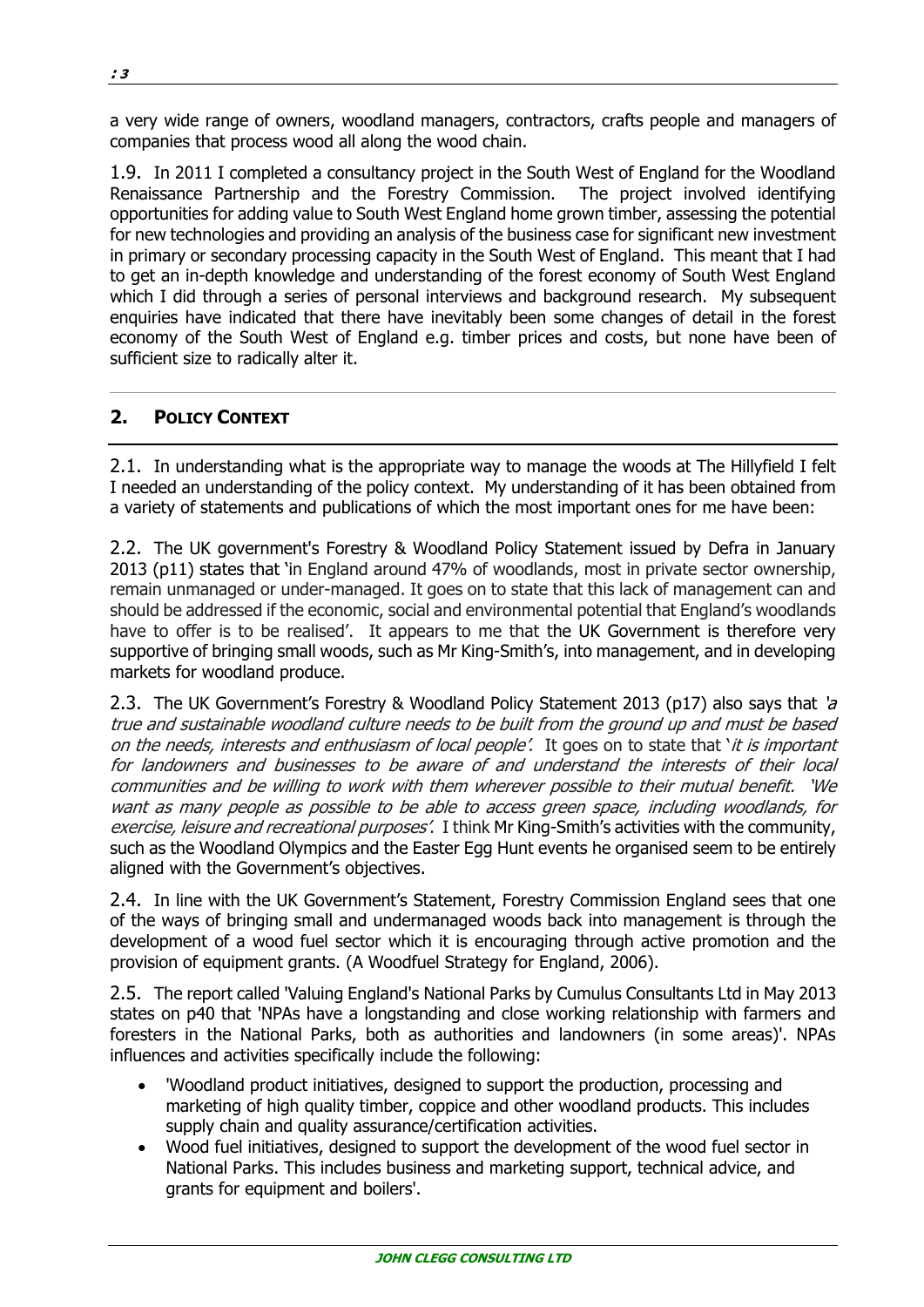a very wide range of owners, woodland managers, contractors, crafts people and managers of companies that process wood all along the wood chain.

1.9. In 2011 I completed a consultancy project in the South West of England for the Woodland Renaissance Partnership and the Forestry Commission. The project involved identifying opportunities for adding value to South West England home grown timber, assessing the potential for new technologies and providing an analysis of the business case for significant new investment in primary or secondary processing capacity in the South West of England. This meant that I had to get an in-depth knowledge and understanding of the forest economy of South West England which I did through a series of personal interviews and background research. My subsequent enquiries have indicated that there have inevitably been some changes of detail in the forest economy of the South West of England e.g. timber prices and costs, but none have been of sufficient size to radically alter it.

## 2. POLICY CONTEXT

2.1. In understanding what is the appropriate way to manage the woods at The Hillyfield I felt I needed an understanding of the policy context. My understanding of it has been obtained from a variety of statements and publications of which the most important ones for me have been:

2.2. The UK government's Forestry & Woodland Policy Statement issued by Defra in January 2013 (p11) states that 'in England around 47% of woodlands, most in private sector ownership, remain unmanaged or under-managed. It goes on to state that this lack of management can and should be addressed if the economic, social and environmental potential that England's woodlands have to offer is to be realised'. It appears to me that the UK Government is therefore very supportive of bringing small woods, such as Mr King-Smith's, into management, and in developing markets for woodland produce.

2.3. The UK Government's Forestry & Woodland Policy Statement 2013 (p17) also says that *'a true and sustainable woodland culture needs to be built from the ground up and must be based on the needs, interests and enthusiasm of local people'*. It goes on to state that *'it is important for landowners and businesses to be aware of and understand the interests of their local communities and be willing to work with them wherever possible to their mutual benefit. 'We want as many people as possible to be able to access green space, including woodlands, for exercise, leisure and recreational purposes'*. I think Mr King-Smith's activities with the community, such as the Woodland Olympics and the Easter Egg Hunt events he organised seem to be entirely aligned with the Government's objectives.

2.4. In line with the UK Government's Statement, Forestry Commission England sees that one of the ways of bringing small and undermanaged woods back into management is through the development of a wood fuel sector which it is encouraging through active promotion and the provision of equipment grants. (A Woodfuel Strategy for England, 2006).

2.5. The report called 'Valuing England's National Parks by Cumulus Consultants Ltd in May 2013 states on p40 that 'NPAs have a longstanding and close working relationship with farmers and foresters in the National Parks, both as authorities and landowners (in some areas)'. NPAs influences and activities specifically include the following:

- 'Woodland product initiatives, designed to support the production, processing and marketing of high quality timber, coppice and other woodland products. This includes supply chain and quality assurance/certification activities.
- Wood fuel initiatives, designed to support the development of the wood fuel sector in National Parks. This includes business and marketing support, technical advice, and grants for equipment and boilers'.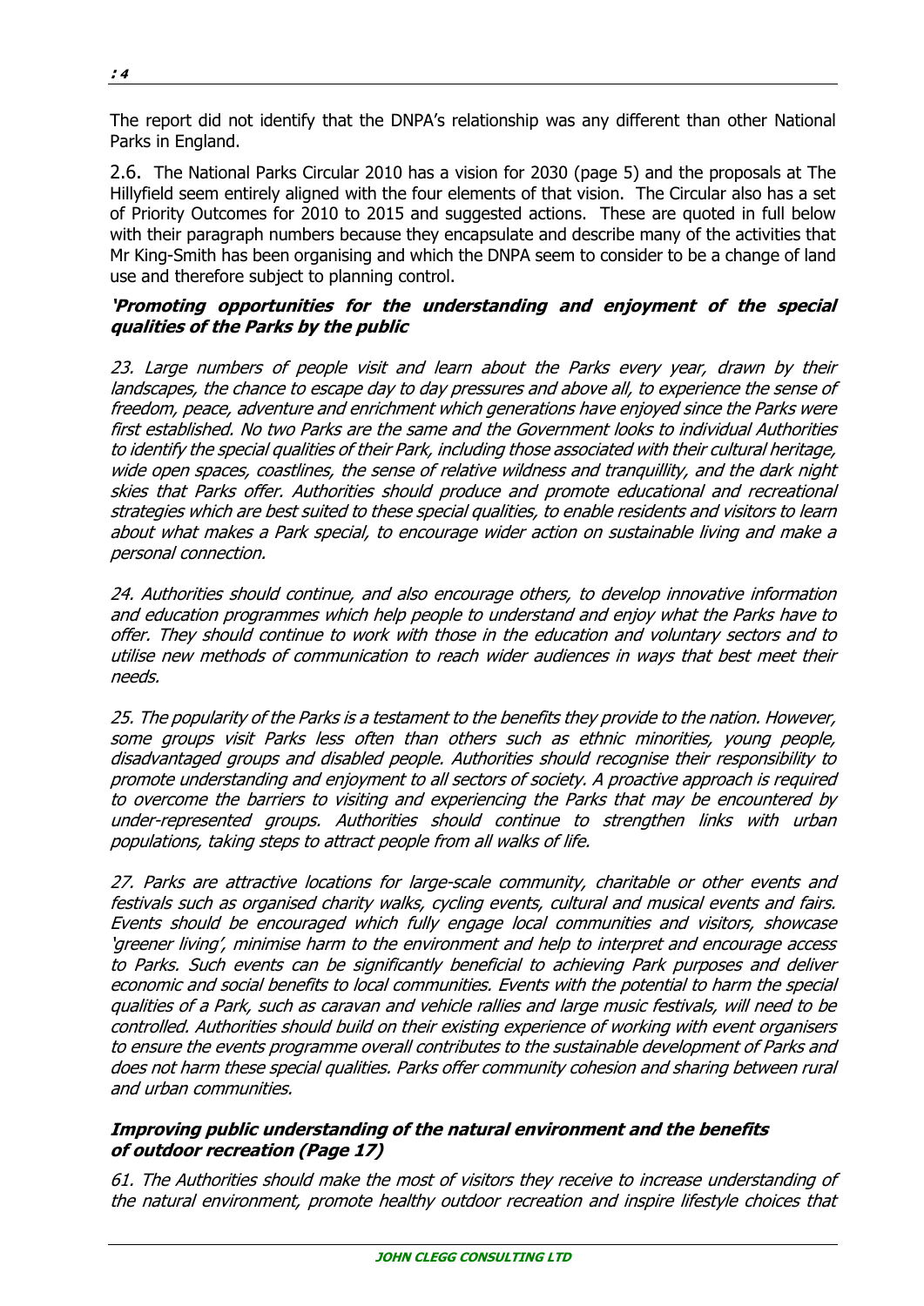The report did not identify that the DNPA's relationship was any different than other National Parks in England.

2.6. The National Parks Circular 2010 has a vision for 2030 (page 5) and the proposals at The Hillyfield seem entirely aligned with the four elements of that vision. The Circular also has a set of Priority Outcomes for 2010 to 2015 and suggested actions. These are quoted in full below with their paragraph numbers because they encapsulate and describe many of the activities that Mr King-Smith has been organising and which the DNPA seem to consider to be a change of land use and therefore subject to planning control.

***'Promoting opportunities for the understanding and enjoyment of the special qualities of the Parks by the public***

*23. Large numbers of people visit and learn about the Parks every year, drawn by their landscapes, the chance to escape day to day pressures and above all, to experience the sense of freedom, peace, adventure and enrichment which generations have enjoyed since the Parks were first established. No two Parks are the same and the Government looks to individual Authorities to identify the special qualities of their Park, including those associated with their cultural heritage, wide open spaces, coastlines, the sense of relative wildness and tranquillity, and the dark night skies that Parks offer. Authorities should produce and promote educational and recreational strategies which are best suited to these special qualities, to enable residents and visitors to learn about what makes a Park special, to encourage wider action on sustainable living and make a personal connection.*

*24. Authorities should continue, and also encourage others, to develop innovative information and education programmes which help people to understand and enjoy what the Parks have to offer. They should continue to work with those in the education and voluntary sectors and to utilise new methods of communication to reach wider audiences in ways that best meet their needs.*

*25. The popularity of the Parks is a testament to the benefits they provide to the nation. However, some groups visit Parks less often than others such as ethnic minorities, young people, disadvantaged groups and disabled people. Authorities should recognise their responsibility to promote understanding and enjoyment to all sectors of society. A proactive approach is required to overcome the barriers to visiting and experiencing the Parks that may be encountered by under-represented groups. Authorities should continue to strengthen links with urban populations, taking steps to attract people from all walks of life.*

*27. Parks are attractive locations for large-scale community, charitable or other events and festivals such as organised charity walks, cycling events, cultural and musical events and fairs. Events should be encouraged which fully engage local communities and visitors, showcase 'greener living', minimise harm to the environment and help to interpret and encourage access to Parks. Such events can be significantly beneficial to achieving Park purposes and deliver economic and social benefits to local communities. Events with the potential to harm the special qualities of a Park, such as caravan and vehicle rallies and large music festivals, will need to be controlled. Authorities should build on their existing experience of working with event organisers to ensure the events programme overall contributes to the sustainable development of Parks and does not harm these special qualities. Parks offer community cohesion and sharing between rural and urban communities.*

***Improving public understanding of the natural environment and the benefits of outdoor recreation (Page 17)***

*61. The Authorities should make the most of visitors they receive to increase understanding of the natural environment, promote healthy outdoor recreation and inspire lifestyle choices that*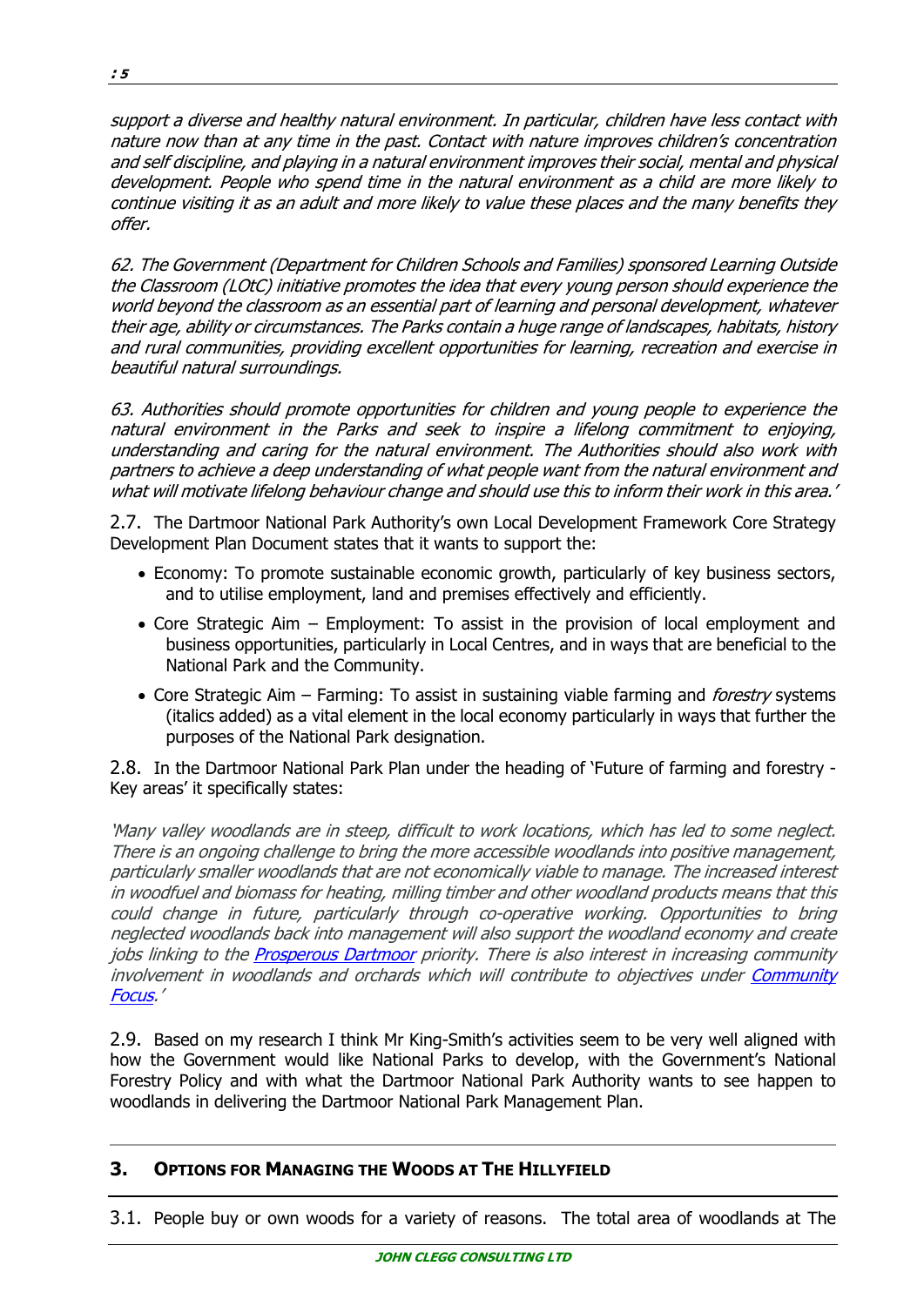*support a diverse and healthy natural environment. In particular, children have less contact with nature now than at any time in the past. Contact with nature improves children's concentration and self discipline, and playing in a natural environment improves their social, mental and physical development. People who spend time in the natural environment as a child are more likely to continue visiting it as an adult and more likely to value these places and the many benefits they offer.*

*62. The Government (Department for Children Schools and Families) sponsored Learning Outside the Classroom (LOtC) initiative promotes the idea that every young person should experience the world beyond the classroom as an essential part of learning and personal development, whatever their age, ability or circumstances. The Parks contain a huge range of landscapes, habitats, history and rural communities, providing excellent opportunities for learning, recreation and exercise in beautiful natural surroundings.*

*63. Authorities should promote opportunities for children and young people to experience the natural environment in the Parks and seek to inspire a lifelong commitment to enjoying, understanding and caring for the natural environment. The Authorities should also work with partners to achieve a deep understanding of what people want from the natural environment and what will motivate lifelong behaviour change and should use this to inform their work in this area.'*

2.7. The Dartmoor National Park Authority's own Local Development Framework Core Strategy Development Plan Document states that it wants to support the:

- Economy: To promote sustainable economic growth, particularly of key business sectors, and to utilise employment, land and premises effectively and efficiently.
- Core Strategic Aim – Employment: To assist in the provision of local employment and business opportunities, particularly in Local Centres, and in ways that are beneficial to the National Park and the Community.
- Core Strategic Aim – Farming: To assist in sustaining viable farming and *forestry* systems (italics added) as a vital element in the local economy particularly in ways that further the purposes of the National Park designation.

2.8. In the Dartmoor National Park Plan under the heading of 'Future of farming and forestry - Key areas' it specifically states:

*'Many valley woodlands are in steep, difficult to work locations, which has led to some neglect. There is an ongoing challenge to bring the more accessible woodlands into positive management, particularly smaller woodlands that are not economically viable to manage. The increased interest in woodfuel and biomass for heating, milling timber and other woodland products means that this could change in future, particularly through co-operative working. Opportunities to bring neglected woodlands back into management will also support the woodland economy and create jobs linking to the Prosperous Dartmoor priority. There is also interest in increasing community involvement in woodlands and orchards which will contribute to objectives under Community Focus.'*

2.9. Based on my research I think Mr King-Smith's activities seem to be very well aligned with how the Government would like National Parks to develop, with the Government's National Forestry Policy and with what the Dartmoor National Park Authority wants to see happen to woodlands in delivering the Dartmoor National Park Management Plan.

## 3. OPTIONS FOR MANAGING THE WOODS AT THE HILLYFIELD

3.1. People buy or own woods for a variety of reasons. The total area of woodlands at The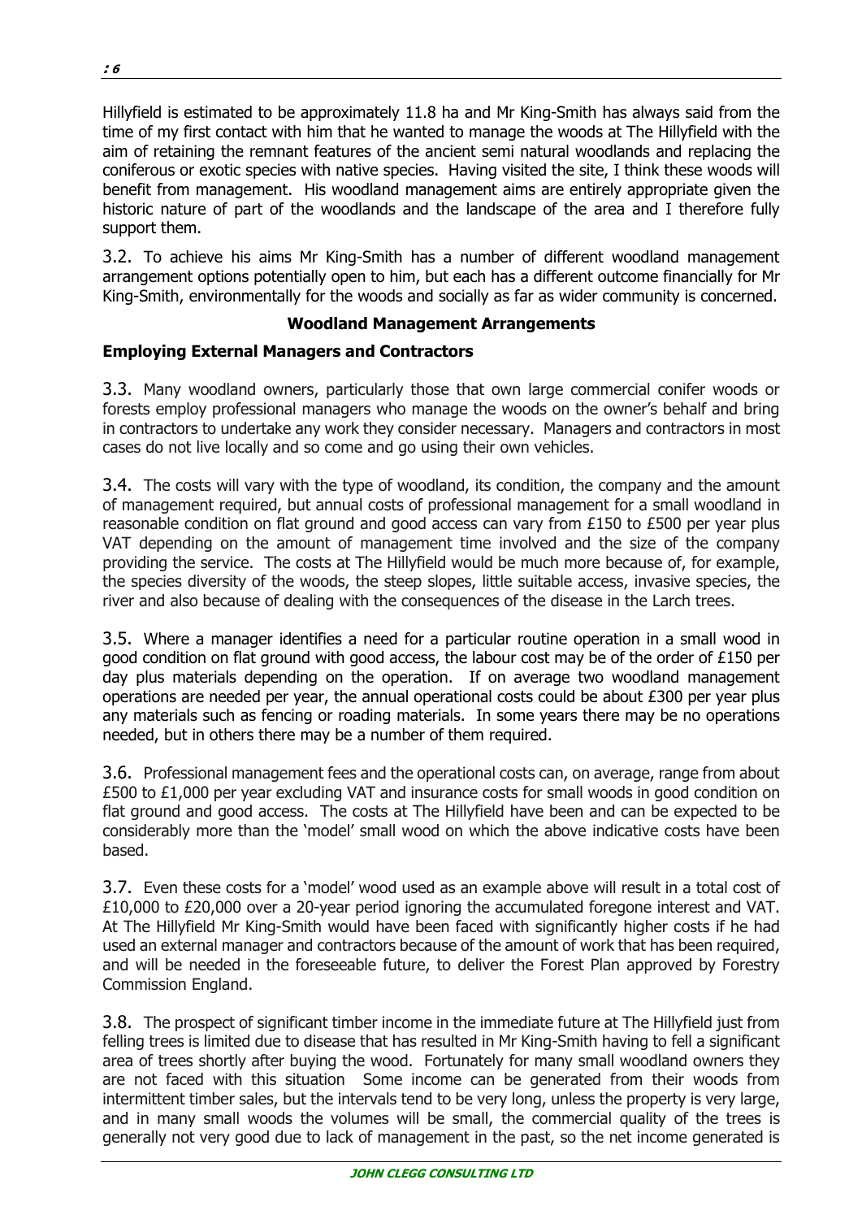Hillyfield is estimated to be approximately 11.8 ha and Mr King-Smith has always said from the time of my first contact with him that he wanted to manage the woods at The Hillyfield with the aim of retaining the remnant features of the ancient semi natural woodlands and replacing the coniferous or exotic species with native species. Having visited the site, I think these woods will benefit from management. His woodland management aims are entirely appropriate given the historic nature of part of the woodlands and the landscape of the area and I therefore fully support them.

3.2. To achieve his aims Mr King-Smith has a number of different woodland management arrangement options potentially open to him, but each has a different outcome financially for Mr King-Smith, environmentally for the woods and socially as far as wider community is concerned.

## Woodland Management Arrangements

### Employing External Managers and Contractors

3.3. Many woodland owners, particularly those that own large commercial conifer woods or forests employ professional managers who manage the woods on the owner's behalf and bring in contractors to undertake any work they consider necessary. Managers and contractors in most cases do not live locally and so come and go using their own vehicles.

3.4. The costs will vary with the type of woodland, its condition, the company and the amount of management required, but annual costs of professional management for a small woodland in reasonable condition on flat ground and good access can vary from £150 to £500 per year plus VAT depending on the amount of management time involved and the size of the company providing the service. The costs at The Hillyfield would be much more because of, for example, the species diversity of the woods, the steep slopes, little suitable access, invasive species, the river and also because of dealing with the consequences of the disease in the Larch trees.

3.5. Where a manager identifies a need for a particular routine operation in a small wood in good condition on flat ground with good access, the labour cost may be of the order of £150 per day plus materials depending on the operation. If on average two woodland management operations are needed per year, the annual operational costs could be about £300 per year plus any materials such as fencing or roading materials. In some years there may be no operations needed, but in others there may be a number of them required.

3.6. Professional management fees and the operational costs can, on average, range from about £500 to £1,000 per year excluding VAT and insurance costs for small woods in good condition on flat ground and good access. The costs at The Hillyfield have been and can be expected to be considerably more than the 'model' small wood on which the above indicative costs have been based.

3.7. Even these costs for a 'model' wood used as an example above will result in a total cost of £10,000 to £20,000 over a 20-year period ignoring the accumulated foregone interest and VAT. At The Hillyfield Mr King-Smith would have been faced with significantly higher costs if he had used an external manager and contractors because of the amount of work that has been required, and will be needed in the foreseeable future, to deliver the Forest Plan approved by Forestry Commission England.

3.8. The prospect of significant timber income in the immediate future at The Hillyfield just from felling trees is limited due to disease that has resulted in Mr King-Smith having to fell a significant area of trees shortly after buying the wood. Fortunately for many small woodland owners they are not faced with this situation Some income can be generated from their woods from intermittent timber sales, but the intervals tend to be very long, unless the property is very large, and in many small woods the volumes will be small, the commercial quality of the trees is generally not very good due to lack of management in the past, so the net income generated is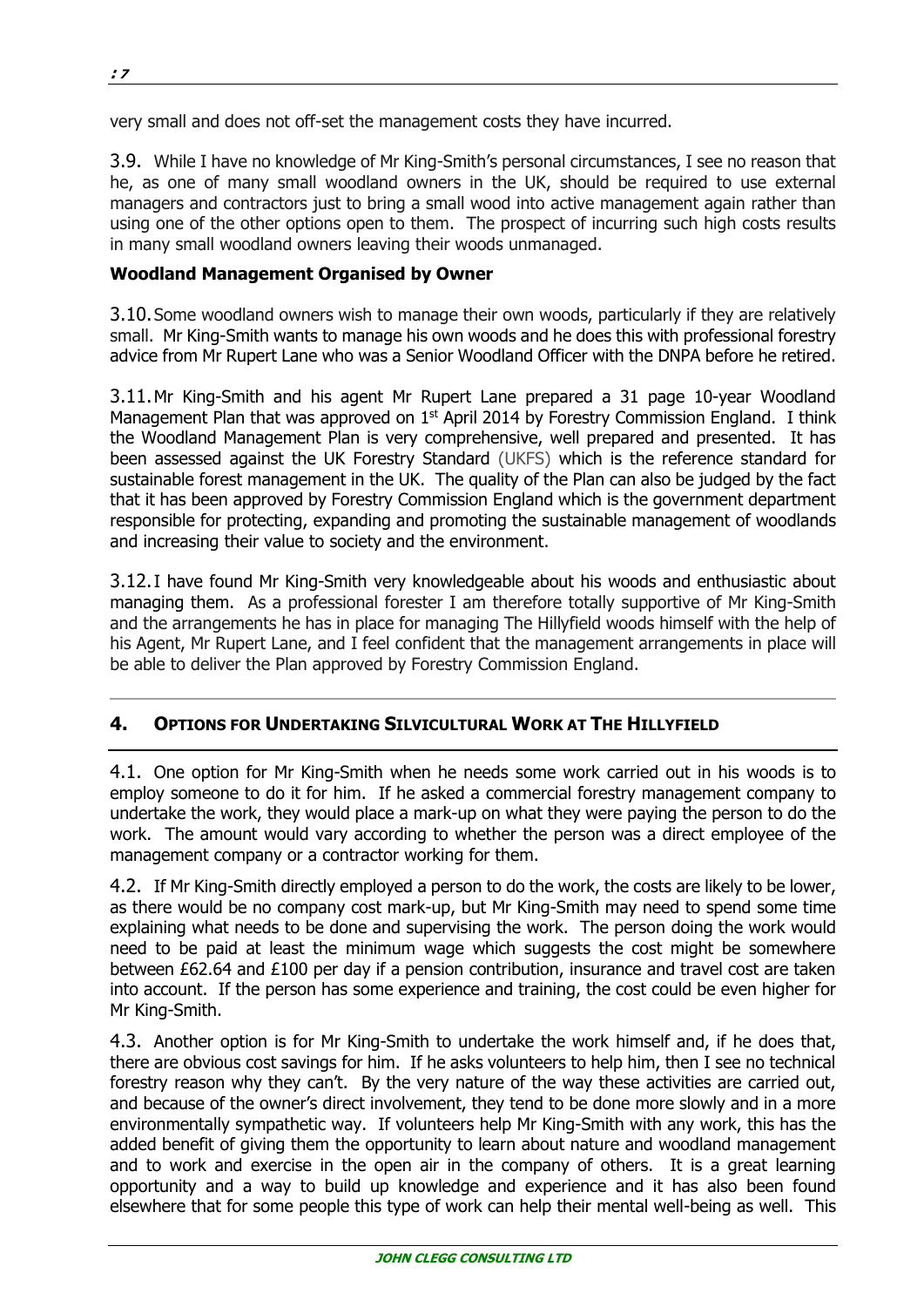very small and does not off-set the management costs they have incurred.

3.9. While I have no knowledge of Mr King-Smith's personal circumstances, I see no reason that he, as one of many small woodland owners in the UK, should be required to use external managers and contractors just to bring a small wood into active management again rather than using one of the other options open to them. The prospect of incurring such high costs results in many small woodland owners leaving their woods unmanaged.

**Woodland Management Organised by Owner**

3.10. Some woodland owners wish to manage their own woods, particularly if they are relatively small. Mr King-Smith wants to manage his own woods and he does this with professional forestry advice from Mr Rupert Lane who was a Senior Woodland Officer with the DNPA before he retired.

3.11. Mr King-Smith and his agent Mr Rupert Lane prepared a 31 page 10-year Woodland Management Plan that was approved on 1st April 2014 by Forestry Commission England. I think the Woodland Management Plan is very comprehensive, well prepared and presented. It has been assessed against the UK Forestry Standard (UKFS) which is the reference standard for sustainable forest management in the UK. The quality of the Plan can also be judged by the fact that it has been approved by Forestry Commission England which is the government department responsible for protecting, expanding and promoting the sustainable management of woodlands and increasing their value to society and the environment.

3.12. I have found Mr King-Smith very knowledgeable about his woods and enthusiastic about managing them. As a professional forester I am therefore totally supportive of Mr King-Smith and the arrangements he has in place for managing The Hillyfield woods himself with the help of his Agent, Mr Rupert Lane, and I feel confident that the management arrangements in place will be able to deliver the Plan approved by Forestry Commission England.

## 4. OPTIONS FOR UNDERTAKING SILVICULTURAL WORK AT THE HILLYFIELD

4.1. One option for Mr King-Smith when he needs some work carried out in his woods is to employ someone to do it for him. If he asked a commercial forestry management company to undertake the work, they would place a mark-up on what they were paying the person to do the work. The amount would vary according to whether the person was a direct employee of the management company or a contractor working for them.

4.2. If Mr King-Smith directly employed a person to do the work, the costs are likely to be lower, as there would be no company cost mark-up, but Mr King-Smith may need to spend some time explaining what needs to be done and supervising the work. The person doing the work would need to be paid at least the minimum wage which suggests the cost might be somewhere between £62.64 and £100 per day if a pension contribution, insurance and travel cost are taken into account. If the person has some experience and training, the cost could be even higher for Mr King-Smith.

4.3. Another option is for Mr King-Smith to undertake the work himself and, if he does that, there are obvious cost savings for him. If he asks volunteers to help him, then I see no technical forestry reason why they can't. By the very nature of the way these activities are carried out, and because of the owner's direct involvement, they tend to be done more slowly and in a more environmentally sympathetic way. If volunteers help Mr King-Smith with any work, this has the added benefit of giving them the opportunity to learn about nature and woodland management and to work and exercise in the open air in the company of others. It is a great learning opportunity and a way to build up knowledge and experience and it has also been found elsewhere that for some people this type of work can help their mental well-being as well. This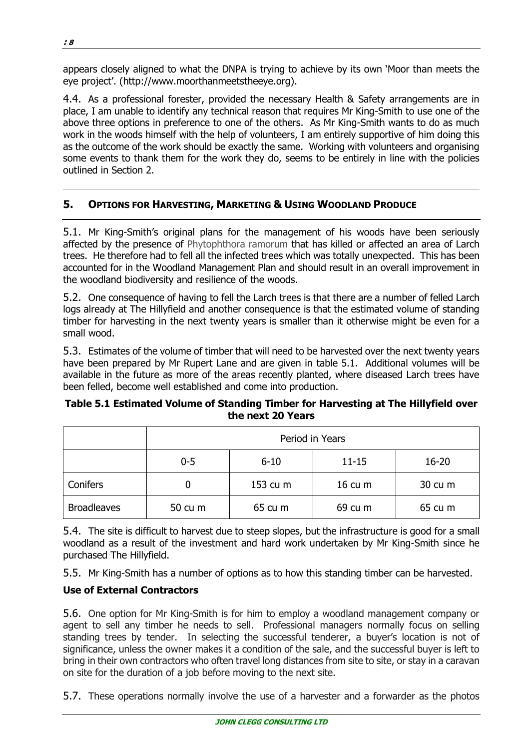appears closely aligned to what the DNPA is trying to achieve by its own 'Moor than meets the eye project'. (http://www.moorthanmeetstheeye.org).

4.4. As a professional forester, provided the necessary Health & Safety arrangements are in place, I am unable to identify any technical reason that requires Mr King-Smith to use one of the above three options in preference to one of the others. As Mr King-Smith wants to do as much work in the woods himself with the help of volunteers, I am entirely supportive of him doing this as the outcome of the work should be exactly the same. Working with volunteers and organising some events to thank them for the work they do, seems to be entirely in line with the policies outlined in Section 2.

## 5. OPTIONS FOR HARVESTING, MARKETING & USING WOODLAND PRODUCE

5.1. Mr King-Smith's original plans for the management of his woods have been seriously affected by the presence of Phytophthora ramorum that has killed or affected an area of Larch trees. He therefore had to fell all the infected trees which was totally unexpected. This has been accounted for in the Woodland Management Plan and should result in an overall improvement in the woodland biodiversity and resilience of the woods.

5.2. One consequence of having to fell the Larch trees is that there are a number of felled Larch logs already at The Hillyfield and another consequence is that the estimated volume of standing timber for harvesting in the next twenty years is smaller than it otherwise might be even for a small wood.

5.3. Estimates of the volume of timber that will need to be harvested over the next twenty years have been prepared by Mr Rupert Lane and are given in table 5.1. Additional volumes will be available in the future as more of the areas recently planted, where diseased Larch trees have been felled, become well established and come into production.

**Table 5.1 Estimated Volume of Standing Timber for Harvesting at The Hillyfield over the next 20 Years**

| | Period in Years | | | |
|---|---|---|---|---|
| | 0-5 | 6-10 | 11-15 | 16-20 |
| Conifers | 0 | 153 cu m | 16 cu m | 30 cu m |
| Broadleaves | 50 cu m | 65 cu m | 69 cu m | 65 cu m |

5.4. The site is difficult to harvest due to steep slopes, but the infrastructure is good for a small woodland as a result of the investment and hard work undertaken by Mr King-Smith since he purchased The Hillyfield.

5.5. Mr King-Smith has a number of options as to how this standing timber can be harvested.

**Use of External Contractors**

5.6. One option for Mr King-Smith is for him to employ a woodland management company or agent to sell any timber he needs to sell. Professional managers normally focus on selling standing trees by tender. In selecting the successful tenderer, a buyer's location is not of significance, unless the owner makes it a condition of the sale, and the successful buyer is left to bring in their own contractors who often travel long distances from site to site, or stay in a caravan on site for the duration of a job before moving to the next site.

5.7. These operations normally involve the use of a harvester and a forwarder as the photos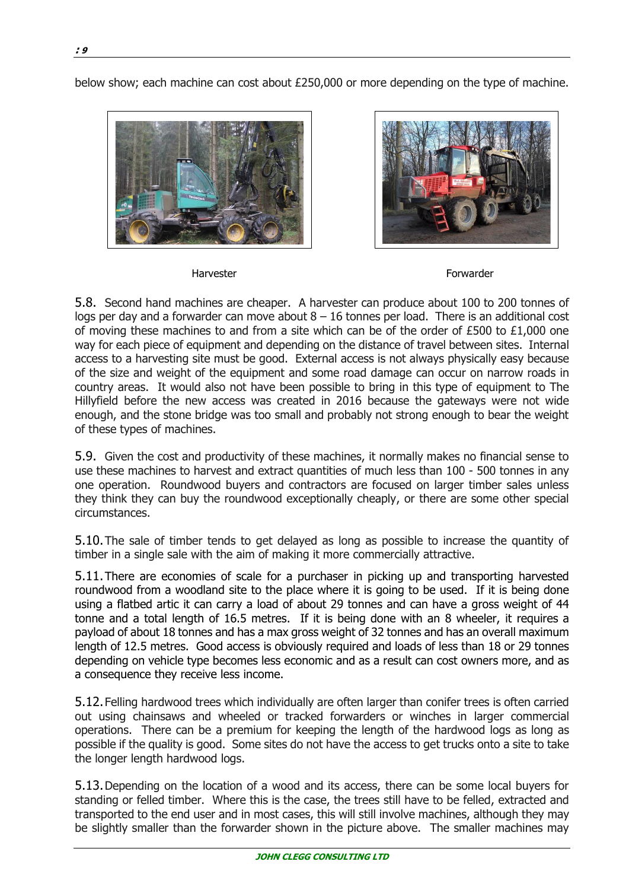below show; each machine can cost about £250,000 or more depending on the type of machine.

Harvester

Forwarder

5.8. Second hand machines are cheaper. A harvester can produce about 100 to 200 tonnes of logs per day and a forwarder can move about 8 – 16 tonnes per load. There is an additional cost of moving these machines to and from a site which can be of the order of £500 to £1,000 one way for each piece of equipment and depending on the distance of travel between sites. Internal access to a harvesting site must be good. External access is not always physically easy because of the size and weight of the equipment and some road damage can occur on narrow roads in country areas. It would also not have been possible to bring in this type of equipment to The Hillyfield before the new access was created in 2016 because the gateways were not wide enough, and the stone bridge was too small and probably not strong enough to bear the weight of these types of machines.

5.9. Given the cost and productivity of these machines, it normally makes no financial sense to use these machines to harvest and extract quantities of much less than 100 - 500 tonnes in any one operation. Roundwood buyers and contractors are focused on larger timber sales unless they think they can buy the roundwood exceptionally cheaply, or there are some other special circumstances.

5.10. The sale of timber tends to get delayed as long as possible to increase the quantity of timber in a single sale with the aim of making it more commercially attractive.

5.11. There are economies of scale for a purchaser in picking up and transporting harvested roundwood from a woodland site to the place where it is going to be used. If it is being done using a flatbed artic it can carry a load of about 29 tonnes and can have a gross weight of 44 tonne and a total length of 16.5 metres. If it is being done with an 8 wheeler, it requires a payload of about 18 tonnes and has a max gross weight of 32 tonnes and has an overall maximum length of 12.5 metres. Good access is obviously required and loads of less than 18 or 29 tonnes depending on vehicle type becomes less economic and as a result can cost owners more, and as a consequence they receive less income.

5.12. Felling hardwood trees which individually are often larger than conifer trees is often carried out using chainsaws and wheeled or tracked forwarders or winches in larger commercial operations. There can be a premium for keeping the length of the hardwood logs as long as possible if the quality is good. Some sites do not have the access to get trucks onto a site to take the longer length hardwood logs.

5.13. Depending on the location of a wood and its access, there can be some local buyers for standing or felled timber. Where this is the case, the trees still have to be felled, extracted and transported to the end user and in most cases, this will still involve machines, although they may be slightly smaller than the forwarder shown in the picture above. The smaller machines may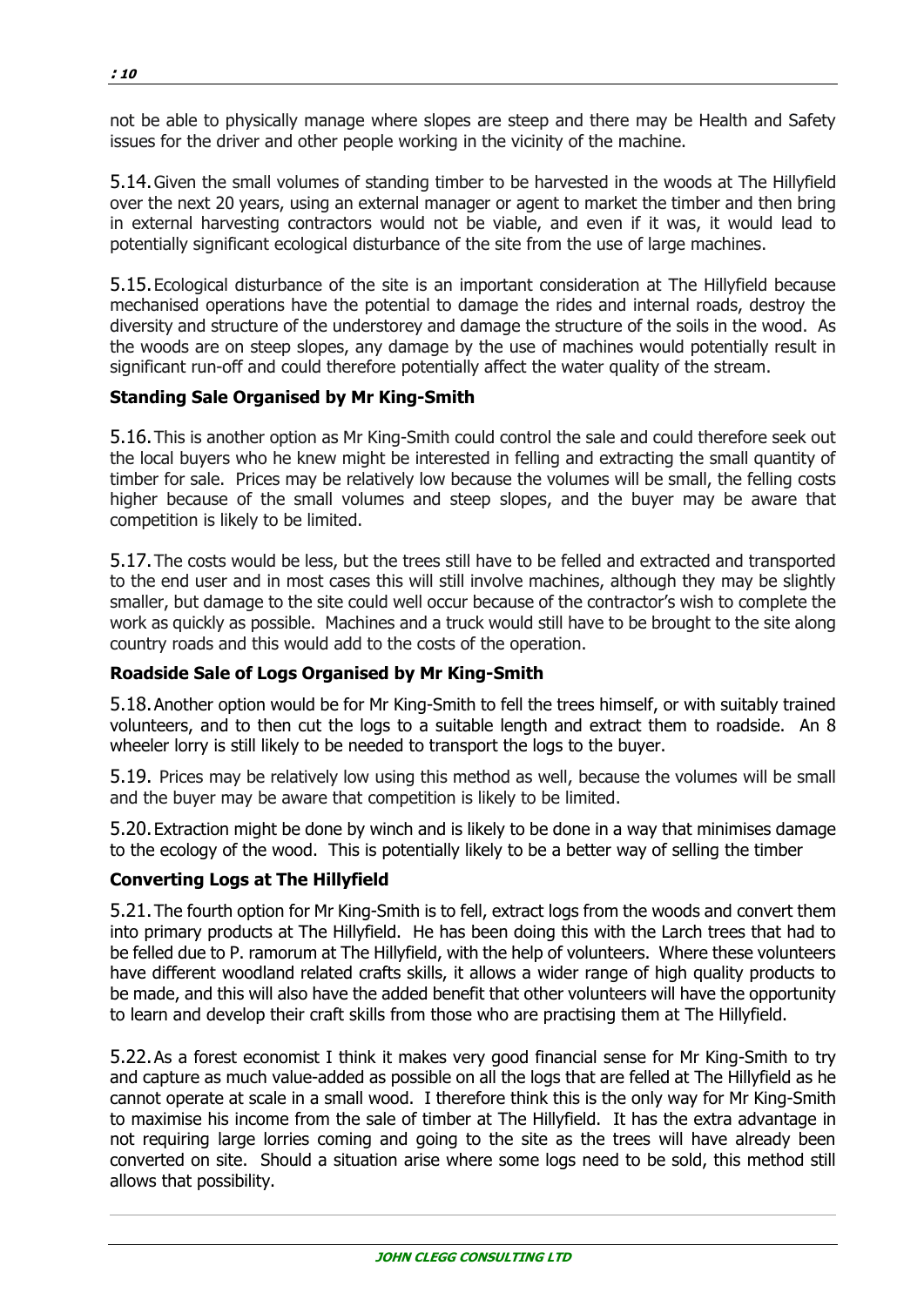not be able to physically manage where slopes are steep and there may be Health and Safety issues for the driver and other people working in the vicinity of the machine.

5.14. Given the small volumes of standing timber to be harvested in the woods at The Hillyfield over the next 20 years, using an external manager or agent to market the timber and then bring in external harvesting contractors would not be viable, and even if it was, it would lead to potentially significant ecological disturbance of the site from the use of large machines.

5.15. Ecological disturbance of the site is an important consideration at The Hillyfield because mechanised operations have the potential to damage the rides and internal roads, destroy the diversity and structure of the understorey and damage the structure of the soils in the wood. As the woods are on steep slopes, any damage by the use of machines would potentially result in significant run-off and could therefore potentially affect the water quality of the stream.

**Standing Sale Organised by Mr King-Smith**

5.16. This is another option as Mr King-Smith could control the sale and could therefore seek out the local buyers who he knew might be interested in felling and extracting the small quantity of timber for sale. Prices may be relatively low because the volumes will be small, the felling costs higher because of the small volumes and steep slopes, and the buyer may be aware that competition is likely to be limited.

5.17. The costs would be less, but the trees still have to be felled and extracted and transported to the end user and in most cases this will still involve machines, although they may be slightly smaller, but damage to the site could well occur because of the contractor's wish to complete the work as quickly as possible. Machines and a truck would still have to be brought to the site along country roads and this would add to the costs of the operation.

**Roadside Sale of Logs Organised by Mr King-Smith**

5.18. Another option would be for Mr King-Smith to fell the trees himself, or with suitably trained volunteers, and to then cut the logs to a suitable length and extract them to roadside. An 8 wheeler lorry is still likely to be needed to transport the logs to the buyer.

5.19. Prices may be relatively low using this method as well, because the volumes will be small and the buyer may be aware that competition is likely to be limited.

5.20. Extraction might be done by winch and is likely to be done in a way that minimises damage to the ecology of the wood. This is potentially likely to be a better way of selling the timber

**Converting Logs at The Hillyfield**

5.21. The fourth option for Mr King-Smith is to fell, extract logs from the woods and convert them into primary products at The Hillyfield. He has been doing this with the Larch trees that had to be felled due to P. ramorum at The Hillyfield, with the help of volunteers. Where these volunteers have different woodland related crafts skills, it allows a wider range of high quality products to be made, and this will also have the added benefit that other volunteers will have the opportunity to learn and develop their craft skills from those who are practising them at The Hillyfield.

5.22. As a forest economist I think it makes very good financial sense for Mr King-Smith to try and capture as much value-added as possible on all the logs that are felled at The Hillyfield as he cannot operate at scale in a small wood. I therefore think this is the only way for Mr King-Smith to maximise his income from the sale of timber at The Hillyfield. It has the extra advantage in not requiring large lorries coming and going to the site as the trees will have already been converted on site. Should a situation arise where some logs need to be sold, this method still allows that possibility.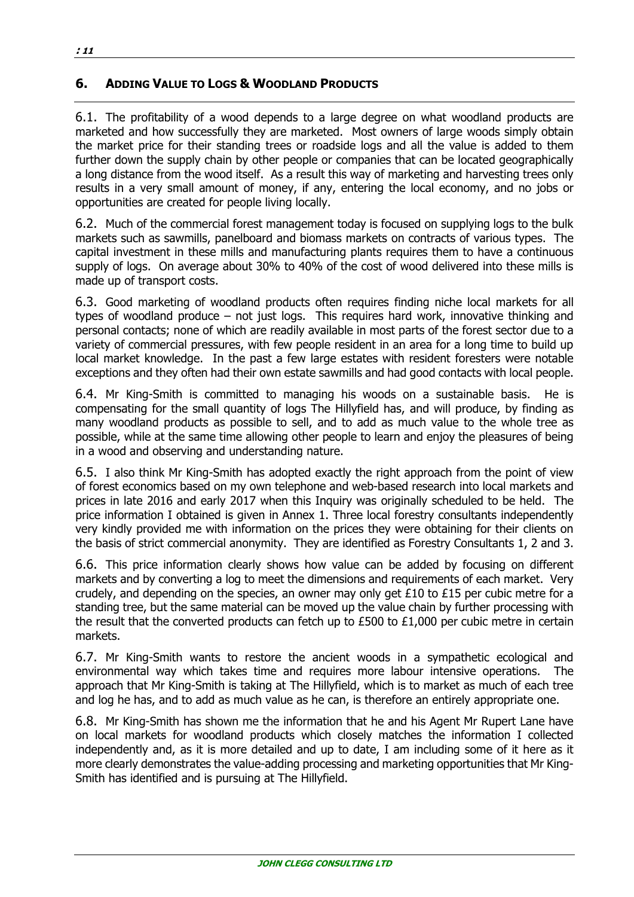## 6. ADDING VALUE TO LOGS & WOODLAND PRODUCTS

6.1. The profitability of a wood depends to a large degree on what woodland products are marketed and how successfully they are marketed. Most owners of large woods simply obtain the market price for their standing trees or roadside logs and all the value is added to them further down the supply chain by other people or companies that can be located geographically a long distance from the wood itself. As a result this way of marketing and harvesting trees only results in a very small amount of money, if any, entering the local economy, and no jobs or opportunities are created for people living locally.

6.2. Much of the commercial forest management today is focused on supplying logs to the bulk markets such as sawmills, panelboard and biomass markets on contracts of various types. The capital investment in these mills and manufacturing plants requires them to have a continuous supply of logs. On average about 30% to 40% of the cost of wood delivered into these mills is made up of transport costs.

6.3. Good marketing of woodland products often requires finding niche local markets for all types of woodland produce – not just logs. This requires hard work, innovative thinking and personal contacts; none of which are readily available in most parts of the forest sector due to a variety of commercial pressures, with few people resident in an area for a long time to build up local market knowledge. In the past a few large estates with resident foresters were notable exceptions and they often had their own estate sawmills and had good contacts with local people.

6.4. Mr King-Smith is committed to managing his woods on a sustainable basis. He is compensating for the small quantity of logs The Hillyfield has, and will produce, by finding as many woodland products as possible to sell, and to add as much value to the whole tree as possible, while at the same time allowing other people to learn and enjoy the pleasures of being in a wood and observing and understanding nature.

6.5. I also think Mr King-Smith has adopted exactly the right approach from the point of view of forest economics based on my own telephone and web-based research into local markets and prices in late 2016 and early 2017 when this Inquiry was originally scheduled to be held. The price information I obtained is given in Annex 1. Three local forestry consultants independently very kindly provided me with information on the prices they were obtaining for their clients on the basis of strict commercial anonymity. They are identified as Forestry Consultants 1, 2 and 3.

6.6. This price information clearly shows how value can be added by focusing on different markets and by converting a log to meet the dimensions and requirements of each market. Very crudely, and depending on the species, an owner may only get £10 to £15 per cubic metre for a standing tree, but the same material can be moved up the value chain by further processing with the result that the converted products can fetch up to £500 to £1,000 per cubic metre in certain markets.

6.7. Mr King-Smith wants to restore the ancient woods in a sympathetic ecological and environmental way which takes time and requires more labour intensive operations. The approach that Mr King-Smith is taking at The Hillyfield, which is to market as much of each tree and log he has, and to add as much value as he can, is therefore an entirely appropriate one.

6.8. Mr King-Smith has shown me the information that he and his Agent Mr Rupert Lane have on local markets for woodland products which closely matches the information I collected independently and, as it is more detailed and up to date, I am including some of it here as it more clearly demonstrates the value-adding processing and marketing opportunities that Mr King-Smith has identified and is pursuing at The Hillyfield.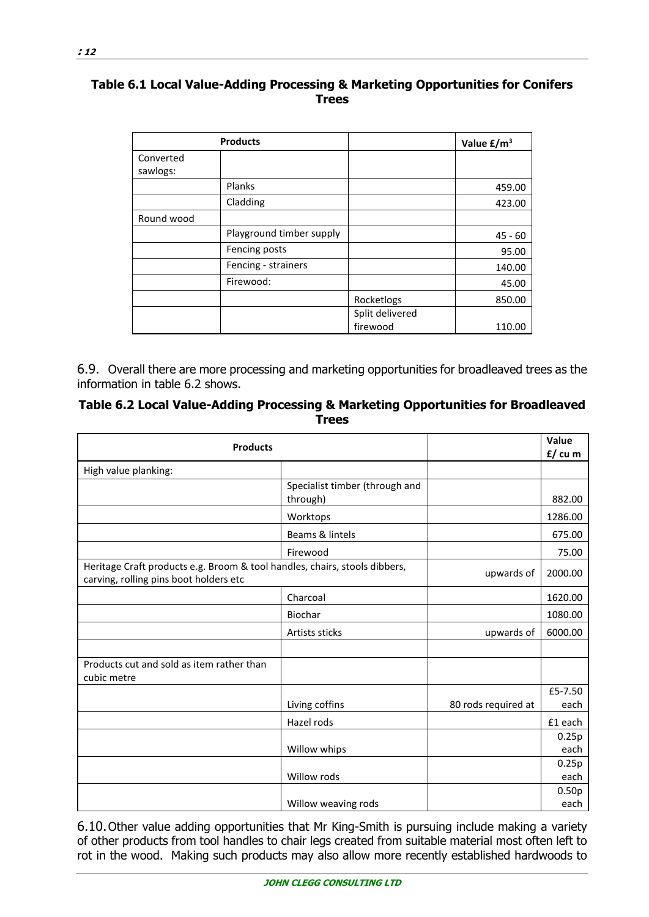**Table 6.1 Local Value-Adding Processing & Marketing Opportunities for Conifers Trees**

| Products | | | Value £/m$^3$ |
|---|---|---|---|
| Converted sawlogs: | | | |
| | Planks | | 459.00 |
| | Cladding | | 423.00 |
| Round wood | | | |
| | Playground timber supply | | 45 - 60 |
| | Fencing posts | | 95.00 |
| | Fencing - strainers | | 140.00 |
| | Firewood: | | 45.00 |
| | | Rocketlogs | 850.00 |
| | | Split delivered firewood | 110.00 |

6.9. Overall there are more processing and marketing opportunities for broadleaved trees as the information in table 6.2 shows.

**Table 6.2 Local Value-Adding Processing & Marketing Opportunities for Broadleaved Trees**

| Products | | | Value £/ cu m |
|---|---|---|---|
| High value planking: | | | |
| | Specialist timber (through and through) | | 882.00 |
| | Worktops | | 1286.00 |
| | Beams & lintels | | 675.00 |
| | Firewood | | 75.00 |
| Heritage Craft products e.g. Broom & tool handles, chairs, stools dibbers, carving, rolling pins boot holders etc | | upwards of | 2000.00 |
| | Charcoal | | 1620.00 |
| | Biochar | | 1080.00 |
| | Artists sticks | upwards of | 6000.00 |
| | | | |
| Products cut and sold as item rather than cubic metre | | | |
| | Living coffins | 80 rods required at | £5-7.50 each |
| | Hazel rods | | £1 each |
| | Willow whips | | 0.25p each |
| | Willow rods | | 0.25p each |
| | Willow weaving rods | | 0.50p each |

6.10. Other value adding opportunities that Mr King-Smith is pursuing include making a variety of other products from tool handles to chair legs created from suitable material most often left to rot in the wood. Making such products may also allow more recently established hardwoods to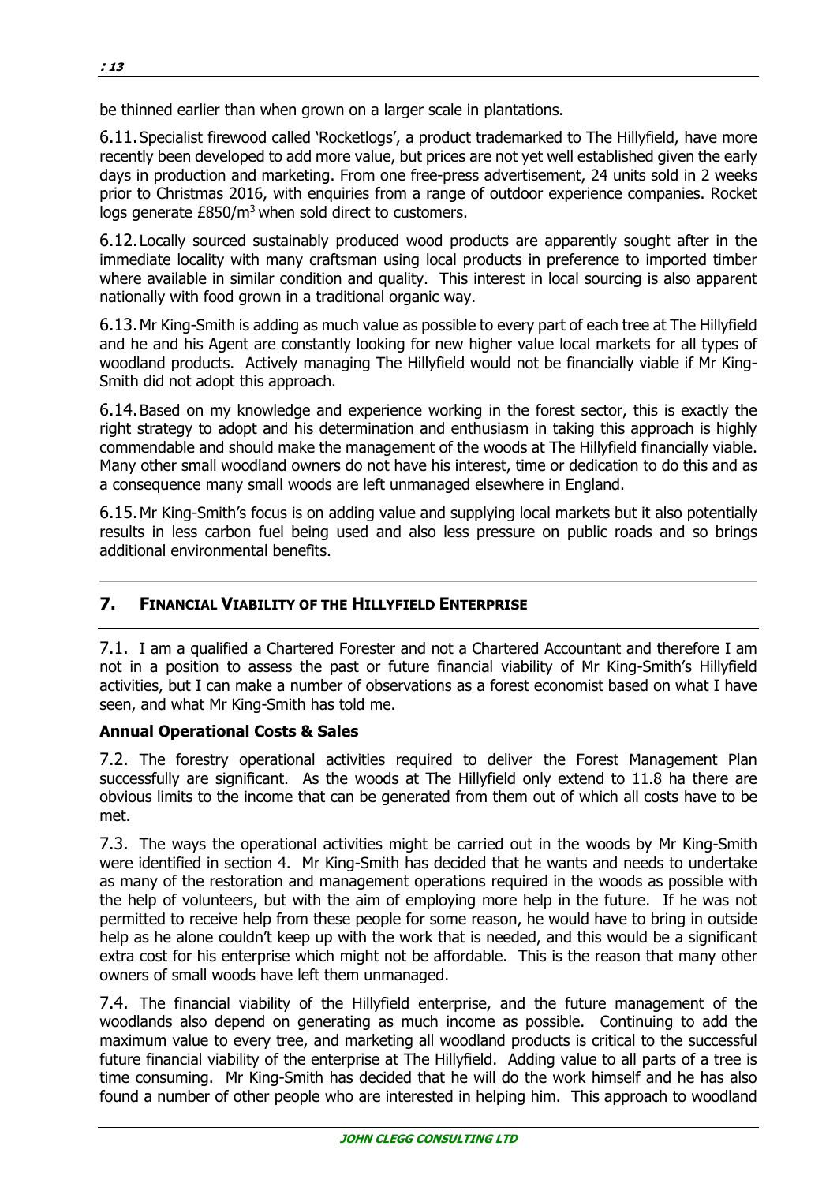be thinned earlier than when grown on a larger scale in plantations.

6.11. Specialist firewood called 'Rocketlogs', a product trademarked to The Hillyfield, have more recently been developed to add more value, but prices are not yet well established given the early days in production and marketing. From one free-press advertisement, 24 units sold in 2 weeks prior to Christmas 2016, with enquiries from a range of outdoor experience companies. Rocket logs generate £850/m$^3$ when sold direct to customers.

6.12. Locally sourced sustainably produced wood products are apparently sought after in the immediate locality with many craftsman using local products in preference to imported timber where available in similar condition and quality. This interest in local sourcing is also apparent nationally with food grown in a traditional organic way.

6.13. Mr King-Smith is adding as much value as possible to every part of each tree at The Hillyfield and he and his Agent are constantly looking for new higher value local markets for all types of woodland products. Actively managing The Hillyfield would not be financially viable if Mr King-Smith did not adopt this approach.

6.14. Based on my knowledge and experience working in the forest sector, this is exactly the right strategy to adopt and his determination and enthusiasm in taking this approach is highly commendable and should make the management of the woods at The Hillyfield financially viable. Many other small woodland owners do not have his interest, time or dedication to do this and as a consequence many small woods are left unmanaged elsewhere in England.

6.15. Mr King-Smith's focus is on adding value and supplying local markets but it also potentially results in less carbon fuel being used and also less pressure on public roads and so brings additional environmental benefits.

## 7. FINANCIAL VIABILITY OF THE HILLYFIELD ENTERPRISE

7.1. I am a qualified a Chartered Forester and not a Chartered Accountant and therefore I am not in a position to assess the past or future financial viability of Mr King-Smith's Hillyfield activities, but I can make a number of observations as a forest economist based on what I have seen, and what Mr King-Smith has told me.

**Annual Operational Costs & Sales**

7.2. The forestry operational activities required to deliver the Forest Management Plan successfully are significant. As the woods at The Hillyfield only extend to 11.8 ha there are obvious limits to the income that can be generated from them out of which all costs have to be met.

7.3. The ways the operational activities might be carried out in the woods by Mr King-Smith were identified in section 4. Mr King-Smith has decided that he wants and needs to undertake as many of the restoration and management operations required in the woods as possible with the help of volunteers, but with the aim of employing more help in the future. If he was not permitted to receive help from these people for some reason, he would have to bring in outside help as he alone couldn't keep up with the work that is needed, and this would be a significant extra cost for his enterprise which might not be affordable. This is the reason that many other owners of small woods have left them unmanaged.

7.4. The financial viability of the Hillyfield enterprise, and the future management of the woodlands also depend on generating as much income as possible. Continuing to add the maximum value to every tree, and marketing all woodland products is critical to the successful future financial viability of the enterprise at The Hillyfield. Adding value to all parts of a tree is time consuming. Mr King-Smith has decided that he will do the work himself and he has also found a number of other people who are interested in helping him. This approach to woodland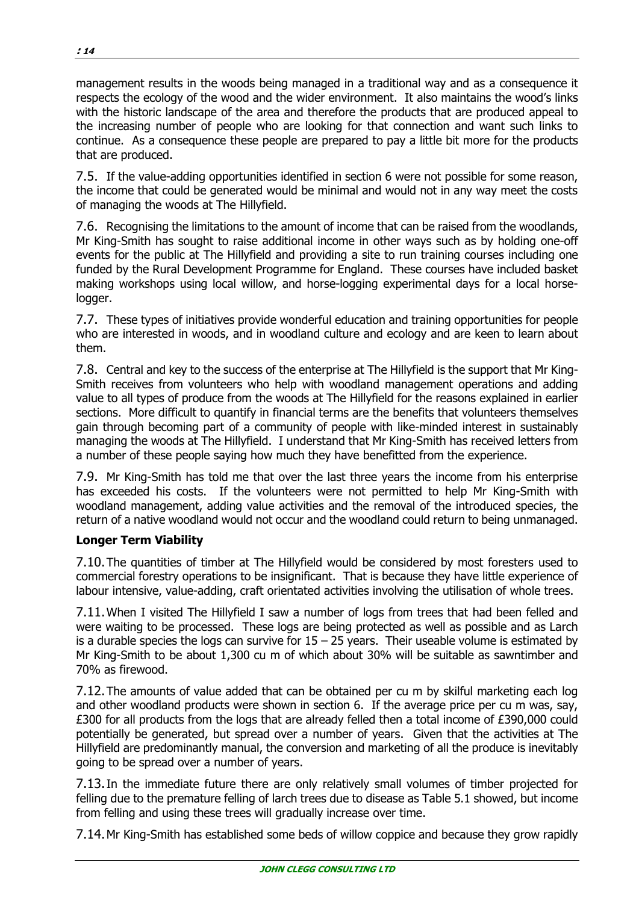management results in the woods being managed in a traditional way and as a consequence it respects the ecology of the wood and the wider environment. It also maintains the wood's links with the historic landscape of the area and therefore the products that are produced appeal to the increasing number of people who are looking for that connection and want such links to continue. As a consequence these people are prepared to pay a little bit more for the products that are produced.

7.5. If the value-adding opportunities identified in section 6 were not possible for some reason, the income that could be generated would be minimal and would not in any way meet the costs of managing the woods at The Hillyfield.

7.6. Recognising the limitations to the amount of income that can be raised from the woodlands, Mr King-Smith has sought to raise additional income in other ways such as by holding one-off events for the public at The Hillyfield and providing a site to run training courses including one funded by the Rural Development Programme for England. These courses have included basket making workshops using local willow, and horse-logging experimental days for a local horse-logger.

7.7. These types of initiatives provide wonderful education and training opportunities for people who are interested in woods, and in woodland culture and ecology and are keen to learn about them.

7.8. Central and key to the success of the enterprise at The Hillyfield is the support that Mr King-Smith receives from volunteers who help with woodland management operations and adding value to all types of produce from the woods at The Hillyfield for the reasons explained in earlier sections. More difficult to quantify in financial terms are the benefits that volunteers themselves gain through becoming part of a community of people with like-minded interest in sustainably managing the woods at The Hillyfield. I understand that Mr King-Smith has received letters from a number of these people saying how much they have benefitted from the experience.

7.9. Mr King-Smith has told me that over the last three years the income from his enterprise has exceeded his costs. If the volunteers were not permitted to help Mr King-Smith with woodland management, adding value activities and the removal of the introduced species, the return of a native woodland would not occur and the woodland could return to being unmanaged.

**Longer Term Viability**

7.10. The quantities of timber at The Hillyfield would be considered by most foresters used to commercial forestry operations to be insignificant. That is because they have little experience of labour intensive, value-adding, craft orientated activities involving the utilisation of whole trees.

7.11. When I visited The Hillyfield I saw a number of logs from trees that had been felled and were waiting to be processed. These logs are being protected as well as possible and as Larch is a durable species the logs can survive for 15 – 25 years. Their useable volume is estimated by Mr King-Smith to be about 1,300 cu m of which about 30% will be suitable as sawntimber and 70% as firewood.

7.12. The amounts of value added that can be obtained per cu m by skilful marketing each log and other woodland products were shown in section 6. If the average price per cu m was, say, £300 for all products from the logs that are already felled then a total income of £390,000 could potentially be generated, but spread over a number of years. Given that the activities at The Hillyfield are predominantly manual, the conversion and marketing of all the produce is inevitably going to be spread over a number of years.

7.13. In the immediate future there are only relatively small volumes of timber projected for felling due to the premature felling of larch trees due to disease as Table 5.1 showed, but income from felling and using these trees will gradually increase over time.

7.14. Mr King-Smith has established some beds of willow coppice and because they grow rapidly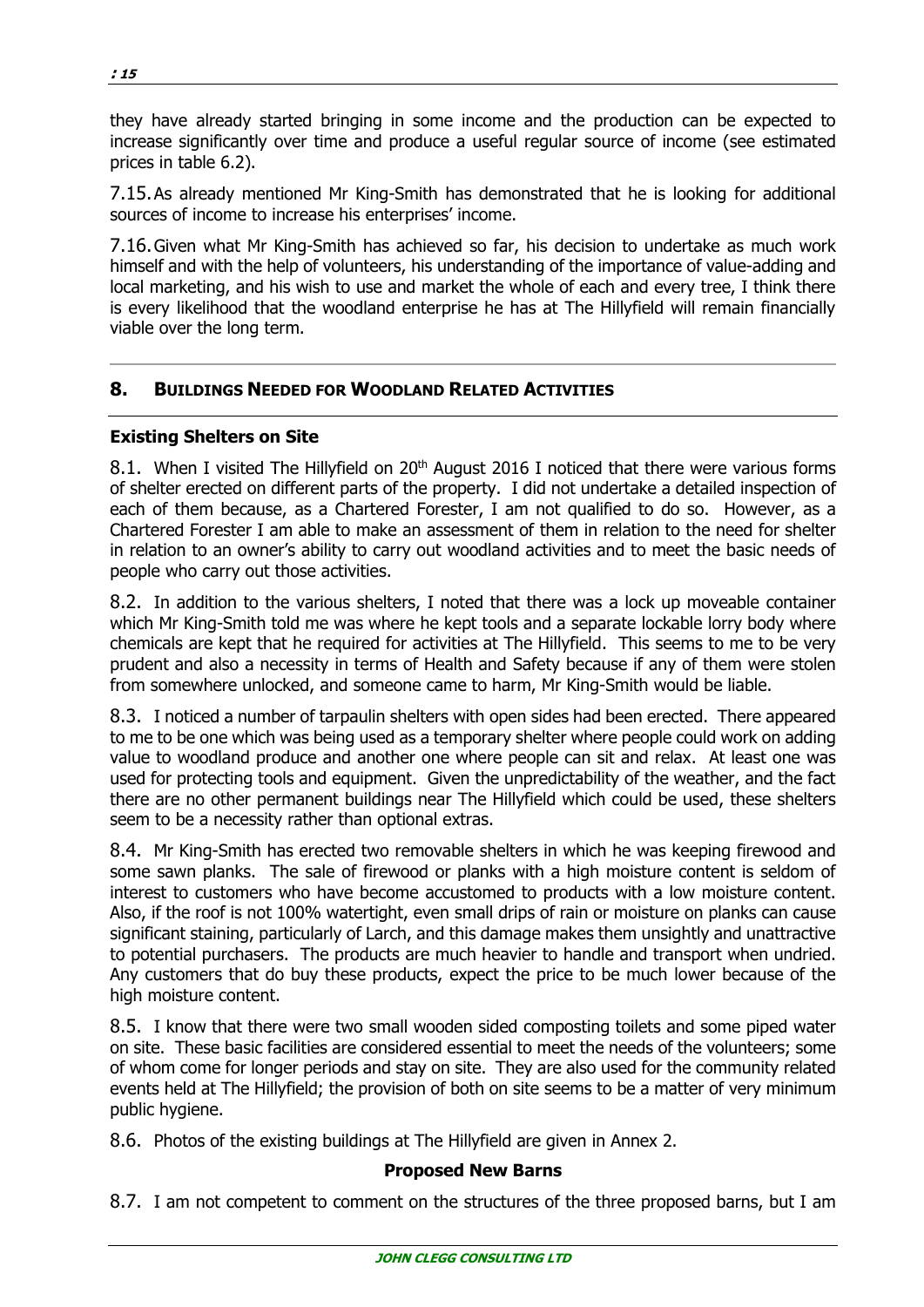they have already started bringing in some income and the production can be expected to increase significantly over time and produce a useful regular source of income (see estimated prices in table 6.2).

7.15. As already mentioned Mr King-Smith has demonstrated that he is looking for additional sources of income to increase his enterprises' income.

7.16. Given what Mr King-Smith has achieved so far, his decision to undertake as much work himself and with the help of volunteers, his understanding of the importance of value-adding and local marketing, and his wish to use and market the whole of each and every tree, I think there is every likelihood that the woodland enterprise he has at The Hillyfield will remain financially viable over the long term.

## 8. BUILDINGS NEEDED FOR WOODLAND RELATED ACTIVITIES

### Existing Shelters on Site

8.1. When I visited The Hillyfield on 20th August 2016 I noticed that there were various forms of shelter erected on different parts of the property. I did not undertake a detailed inspection of each of them because, as a Chartered Forester, I am not qualified to do so. However, as a Chartered Forester I am able to make an assessment of them in relation to the need for shelter in relation to an owner's ability to carry out woodland activities and to meet the basic needs of people who carry out those activities.

8.2. In addition to the various shelters, I noted that there was a lock up moveable container which Mr King-Smith told me was where he kept tools and a separate lockable lorry body where chemicals are kept that he required for activities at The Hillyfield. This seems to me to be very prudent and also a necessity in terms of Health and Safety because if any of them were stolen from somewhere unlocked, and someone came to harm, Mr King-Smith would be liable.

8.3. I noticed a number of tarpaulin shelters with open sides had been erected. There appeared to me to be one which was being used as a temporary shelter where people could work on adding value to woodland produce and another one where people can sit and relax. At least one was used for protecting tools and equipment. Given the unpredictability of the weather, and the fact there are no other permanent buildings near The Hillyfield which could be used, these shelters seem to be a necessity rather than optional extras.

8.4. Mr King-Smith has erected two removable shelters in which he was keeping firewood and some sawn planks. The sale of firewood or planks with a high moisture content is seldom of interest to customers who have become accustomed to products with a low moisture content. Also, if the roof is not 100% watertight, even small drips of rain or moisture on planks can cause significant staining, particularly of Larch, and this damage makes them unsightly and unattractive to potential purchasers. The products are much heavier to handle and transport when undried. Any customers that do buy these products, expect the price to be much lower because of the high moisture content.

8.5. I know that there were two small wooden sided composting toilets and some piped water on site. These basic facilities are considered essential to meet the needs of the volunteers; some of whom come for longer periods and stay on site. They are also used for the community related events held at The Hillyfield; the provision of both on site seems to be a matter of very minimum public hygiene.

8.6. Photos of the existing buildings at The Hillyfield are given in Annex 2.

### Proposed New Barns

8.7. I am not competent to comment on the structures of the three proposed barns, but I am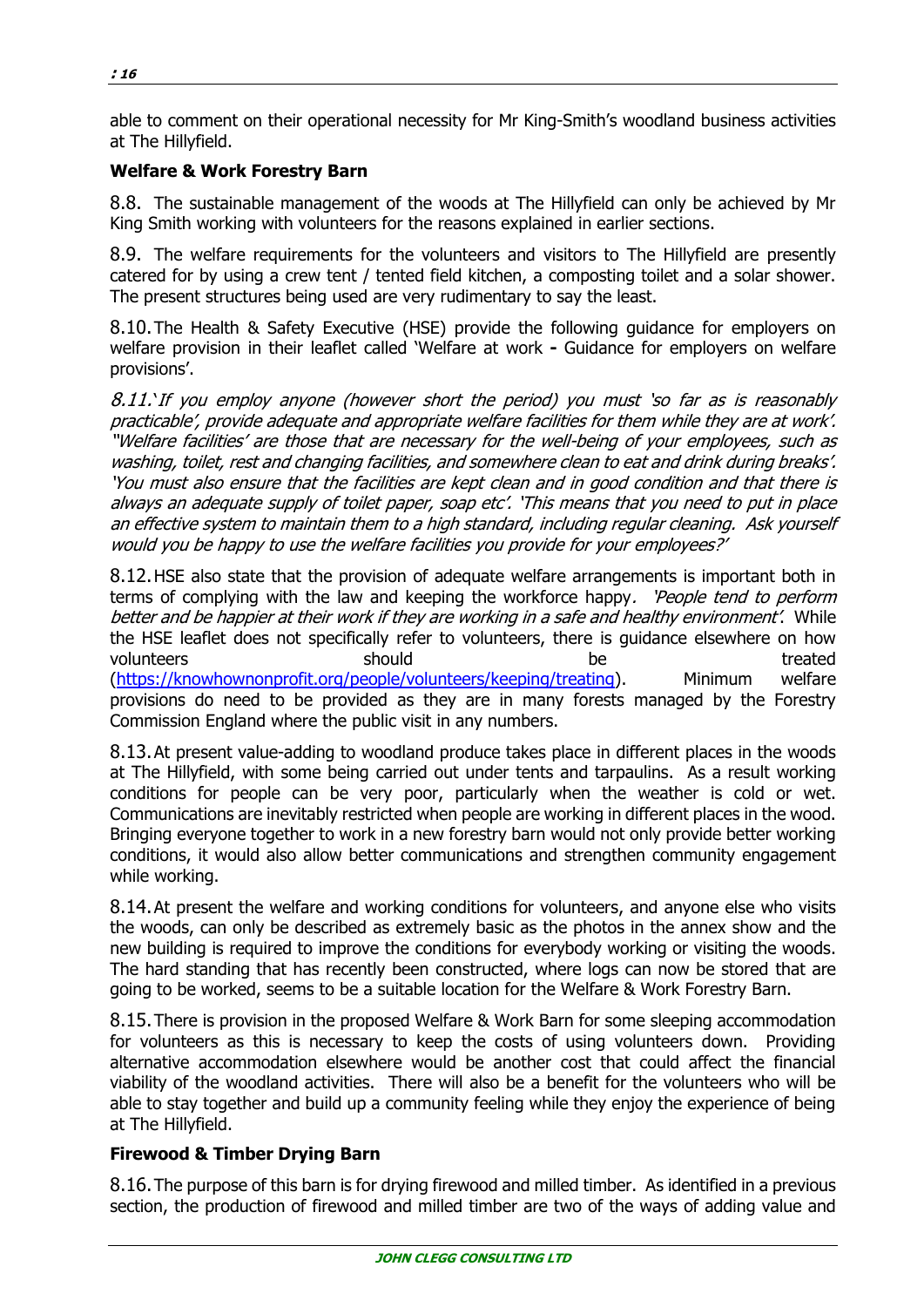able to comment on their operational necessity for Mr King-Smith's woodland business activities at The Hillyfield.

**Welfare & Work Forestry Barn**

8.8. The sustainable management of the woods at The Hillyfield can only be achieved by Mr King Smith working with volunteers for the reasons explained in earlier sections.

8.9. The welfare requirements for the volunteers and visitors to The Hillyfield are presently catered for by using a crew tent / tented field kitchen, a composting toilet and a solar shower. The present structures being used are very rudimentary to say the least.

8.10. The Health & Safety Executive (HSE) provide the following guidance for employers on welfare provision in their leaflet called 'Welfare at work **-** Guidance for employers on welfare provisions'.

*8.11.'If you employ anyone (however short the period) you must 'so far as is reasonably practicable', provide adequate and appropriate welfare facilities for them while they are at work'. "Welfare facilities' are those that are necessary for the well-being of your employees, such as washing, toilet, rest and changing facilities, and somewhere clean to eat and drink during breaks'. 'You must also ensure that the facilities are kept clean and in good condition and that there is always an adequate supply of toilet paper, soap etc'. 'This means that you need to put in place an effective system to maintain them to a high standard, including regular cleaning. Ask yourself would you be happy to use the welfare facilities you provide for your employees?'*

8.12. HSE also state that the provision of adequate welfare arrangements is important both in terms of complying with the law and keeping the workforce happy. *'People tend to perform better and be happier at their work if they are working in a safe and healthy environment'.* While the HSE leaflet does not specifically refer to volunteers, there is guidance elsewhere on how volunteers should be treated (https://knowhownonprofit.org/people/volunteers/keeping/treating). Minimum welfare provisions do need to be provided as they are in many forests managed by the Forestry Commission England where the public visit in any numbers.

8.13. At present value-adding to woodland produce takes place in different places in the woods at The Hillyfield, with some being carried out under tents and tarpaulins. As a result working conditions for people can be very poor, particularly when the weather is cold or wet. Communications are inevitably restricted when people are working in different places in the wood. Bringing everyone together to work in a new forestry barn would not only provide better working conditions, it would also allow better communications and strengthen community engagement while working.

8.14. At present the welfare and working conditions for volunteers, and anyone else who visits the woods, can only be described as extremely basic as the photos in the annex show and the new building is required to improve the conditions for everybody working or visiting the woods. The hard standing that has recently been constructed, where logs can now be stored that are going to be worked, seems to be a suitable location for the Welfare & Work Forestry Barn.

8.15. There is provision in the proposed Welfare & Work Barn for some sleeping accommodation for volunteers as this is necessary to keep the costs of using volunteers down. Providing alternative accommodation elsewhere would be another cost that could affect the financial viability of the woodland activities. There will also be a benefit for the volunteers who will be able to stay together and build up a community feeling while they enjoy the experience of being at The Hillyfield.

**Firewood & Timber Drying Barn**

8.16. The purpose of this barn is for drying firewood and milled timber. As identified in a previous section, the production of firewood and milled timber are two of the ways of adding value and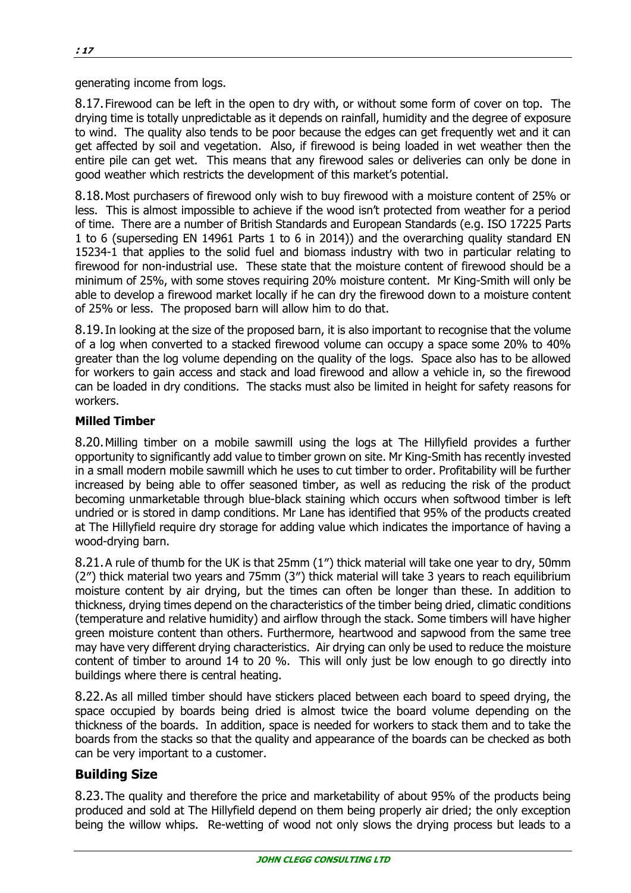generating income from logs.

8.17. Firewood can be left in the open to dry with, or without some form of cover on top. The drying time is totally unpredictable as it depends on rainfall, humidity and the degree of exposure to wind. The quality also tends to be poor because the edges can get frequently wet and it can get affected by soil and vegetation. Also, if firewood is being loaded in wet weather then the entire pile can get wet. This means that any firewood sales or deliveries can only be done in good weather which restricts the development of this market's potential.

8.18. Most purchasers of firewood only wish to buy firewood with a moisture content of 25% or less. This is almost impossible to achieve if the wood isn't protected from weather for a period of time. There are a number of British Standards and European Standards (e.g. ISO 17225 Parts 1 to 6 (superseding EN 14961 Parts 1 to 6 in 2014)) and the overarching quality standard EN 15234-1 that applies to the solid fuel and biomass industry with two in particular relating to firewood for non-industrial use. These state that the moisture content of firewood should be a minimum of 25%, with some stoves requiring 20% moisture content. Mr King-Smith will only be able to develop a firewood market locally if he can dry the firewood down to a moisture content of 25% or less. The proposed barn will allow him to do that.

8.19. In looking at the size of the proposed barn, it is also important to recognise that the volume of a log when converted to a stacked firewood volume can occupy a space some 20% to 40% greater than the log volume depending on the quality of the logs. Space also has to be allowed for workers to gain access and stack and load firewood and allow a vehicle in, so the firewood can be loaded in dry conditions. The stacks must also be limited in height for safety reasons for workers.

**Milled Timber**

8.20. Milling timber on a mobile sawmill using the logs at The Hillyfield provides a further opportunity to significantly add value to timber grown on site. Mr King-Smith has recently invested in a small modern mobile sawmill which he uses to cut timber to order. Profitability will be further increased by being able to offer seasoned timber, as well as reducing the risk of the product becoming unmarketable through blue-black staining which occurs when softwood timber is left undried or is stored in damp conditions. Mr Lane has identified that 95% of the products created at The Hillyfield require dry storage for adding value which indicates the importance of having a wood-drying barn.

8.21. A rule of thumb for the UK is that 25mm (1") thick material will take one year to dry, 50mm (2") thick material two years and 75mm (3") thick material will take 3 years to reach equilibrium moisture content by air drying, but the times can often be longer than these. In addition to thickness, drying times depend on the characteristics of the timber being dried, climatic conditions (temperature and relative humidity) and airflow through the stack. Some timbers will have higher green moisture content than others. Furthermore, heartwood and sapwood from the same tree may have very different drying characteristics. Air drying can only be used to reduce the moisture content of timber to around 14 to 20 %. This will only just be low enough to go directly into buildings where there is central heating.

8.22. As all milled timber should have stickers placed between each board to speed drying, the space occupied by boards being dried is almost twice the board volume depending on the thickness of the boards. In addition, space is needed for workers to stack them and to take the boards from the stacks so that the quality and appearance of the boards can be checked as both can be very important to a customer.

## Building Size

8.23. The quality and therefore the price and marketability of about 95% of the products being produced and sold at The Hillyfield depend on them being properly air dried; the only exception being the willow whips. Re-wetting of wood not only slows the drying process but leads to a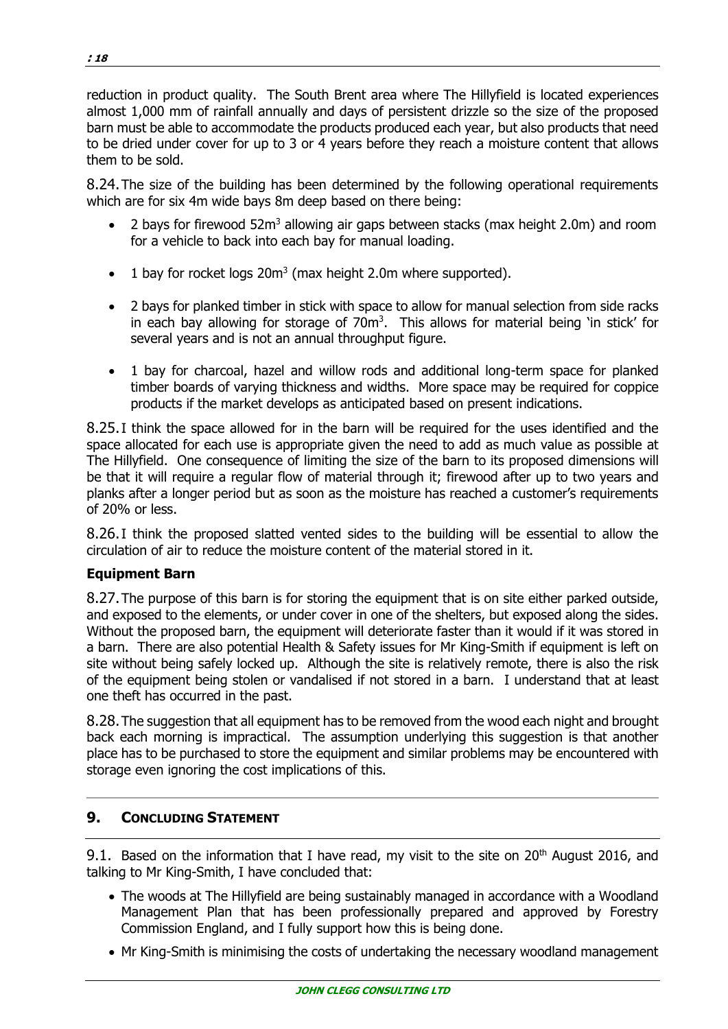reduction in product quality. The South Brent area where The Hillyfield is located experiences almost 1,000 mm of rainfall annually and days of persistent drizzle so the size of the proposed barn must be able to accommodate the products produced each year, but also products that need to be dried under cover for up to 3 or 4 years before they reach a moisture content that allows them to be sold.

8.24. The size of the building has been determined by the following operational requirements which are for six 4m wide bays 8m deep based on there being:

- 2 bays for firewood 52m$^3$ allowing air gaps between stacks (max height 2.0m) and room for a vehicle to back into each bay for manual loading.
- 1 bay for rocket logs 20m$^3$ (max height 2.0m where supported).
- 2 bays for planked timber in stick with space to allow for manual selection from side racks in each bay allowing for storage of 70m$^3$. This allows for material being 'in stick' for several years and is not an annual throughput figure.
- 1 bay for charcoal, hazel and willow rods and additional long-term space for planked timber boards of varying thickness and widths. More space may be required for coppice products if the market develops as anticipated based on present indications.

8.25. I think the space allowed for in the barn will be required for the uses identified and the space allocated for each use is appropriate given the need to add as much value as possible at The Hillyfield. One consequence of limiting the size of the barn to its proposed dimensions will be that it will require a regular flow of material through it; firewood after up to two years and planks after a longer period but as soon as the moisture has reached a customer's requirements of 20% or less.

8.26. I think the proposed slatted vented sides to the building will be essential to allow the circulation of air to reduce the moisture content of the material stored in it.

**Equipment Barn**

8.27. The purpose of this barn is for storing the equipment that is on site either parked outside, and exposed to the elements, or under cover in one of the shelters, but exposed along the sides. Without the proposed barn, the equipment will deteriorate faster than it would if it was stored in a barn. There are also potential Health & Safety issues for Mr King-Smith if equipment is left on site without being safely locked up. Although the site is relatively remote, there is also the risk of the equipment being stolen or vandalised if not stored in a barn. I understand that at least one theft has occurred in the past.

8.28. The suggestion that all equipment has to be removed from the wood each night and brought back each morning is impractical. The assumption underlying this suggestion is that another place has to be purchased to store the equipment and similar problems may be encountered with storage even ignoring the cost implications of this.

## 9. CONCLUDING STATEMENT

9.1. Based on the information that I have read, my visit to the site on 20th August 2016, and talking to Mr King-Smith, I have concluded that:

- The woods at The Hillyfield are being sustainably managed in accordance with a Woodland Management Plan that has been professionally prepared and approved by Forestry Commission England, and I fully support how this is being done.
- Mr King-Smith is minimising the costs of undertaking the necessary woodland management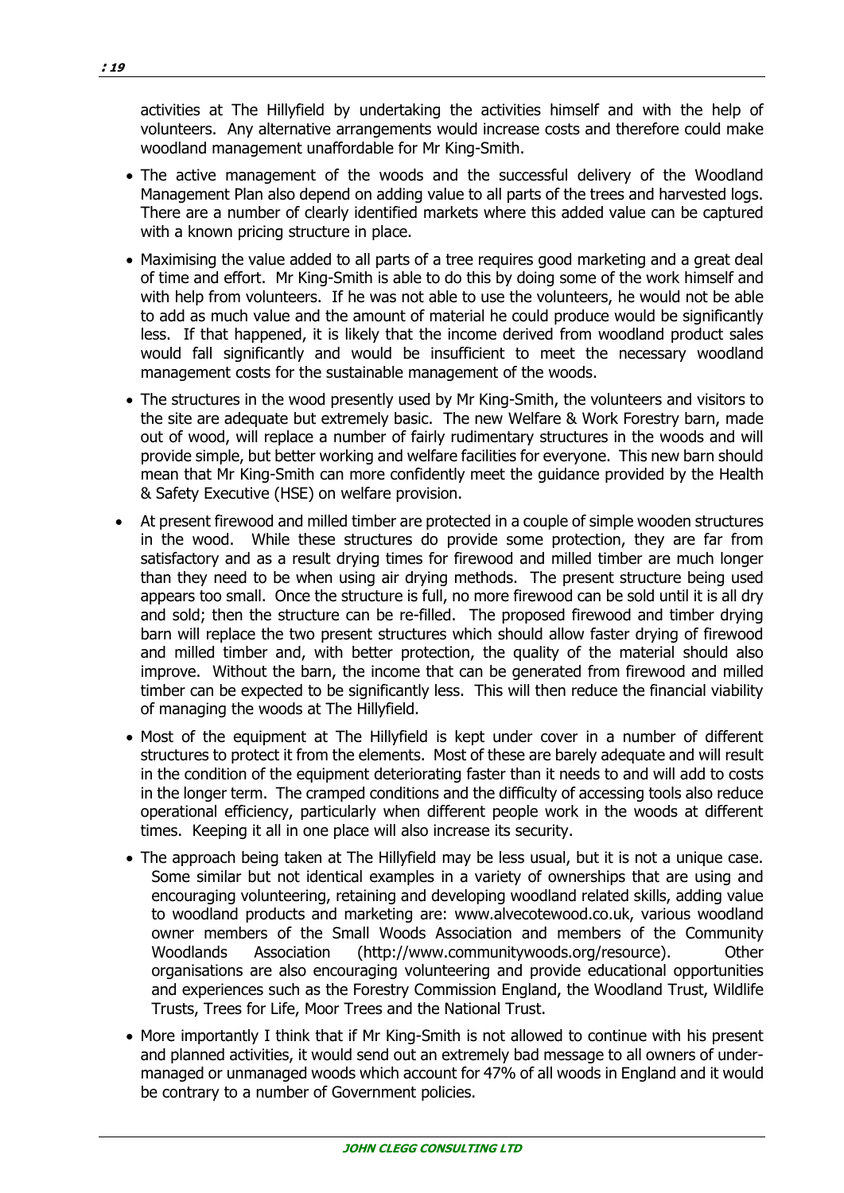activities at The Hillyfield by undertaking the activities himself and with the help of volunteers. Any alternative arrangements would increase costs and therefore could make woodland management unaffordable for Mr King-Smith.

- The active management of the woods and the successful delivery of the Woodland Management Plan also depend on adding value to all parts of the trees and harvested logs. There are a number of clearly identified markets where this added value can be captured with a known pricing structure in place.
- Maximising the value added to all parts of a tree requires good marketing and a great deal of time and effort. Mr King-Smith is able to do this by doing some of the work himself and with help from volunteers. If he was not able to use the volunteers, he would not be able to add as much value and the amount of material he could produce would be significantly less. If that happened, it is likely that the income derived from woodland product sales would fall significantly and would be insufficient to meet the necessary woodland management costs for the sustainable management of the woods.
- The structures in the wood presently used by Mr King-Smith, the volunteers and visitors to the site are adequate but extremely basic. The new Welfare & Work Forestry barn, made out of wood, will replace a number of fairly rudimentary structures in the woods and will provide simple, but better working and welfare facilities for everyone. This new barn should mean that Mr King-Smith can more confidently meet the guidance provided by the Health & Safety Executive (HSE) on welfare provision.
- At present firewood and milled timber are protected in a couple of simple wooden structures in the wood. While these structures do provide some protection, they are far from satisfactory and as a result drying times for firewood and milled timber are much longer than they need to be when using air drying methods. The present structure being used appears too small. Once the structure is full, no more firewood can be sold until it is all dry and sold; then the structure can be re-filled. The proposed firewood and timber drying barn will replace the two present structures which should allow faster drying of firewood and milled timber and, with better protection, the quality of the material should also improve. Without the barn, the income that can be generated from firewood and milled timber can be expected to be significantly less. This will then reduce the financial viability of managing the woods at The Hillyfield.
- Most of the equipment at The Hillyfield is kept under cover in a number of different structures to protect it from the elements. Most of these are barely adequate and will result in the condition of the equipment deteriorating faster than it needs to and will add to costs in the longer term. The cramped conditions and the difficulty of accessing tools also reduce operational efficiency, particularly when different people work in the woods at different times. Keeping it all in one place will also increase its security.
- The approach being taken at The Hillyfield may be less usual, but it is not a unique case. Some similar but not identical examples in a variety of ownerships that are using and encouraging volunteering, retaining and developing woodland related skills, adding value to woodland products and marketing are: www.alvecotewood.co.uk, various woodland owner members of the Small Woods Association and members of the Community Woodlands Association (http://www.communitywoods.org/resource). Other organisations are also encouraging volunteering and provide educational opportunities and experiences such as the Forestry Commission England, the Woodland Trust, Wildlife Trusts, Trees for Life, Moor Trees and the National Trust.
- More importantly I think that if Mr King-Smith is not allowed to continue with his present and planned activities, it would send out an extremely bad message to all owners of under-managed or unmanaged woods which account for 47% of all woods in England and it would be contrary to a number of Government policies.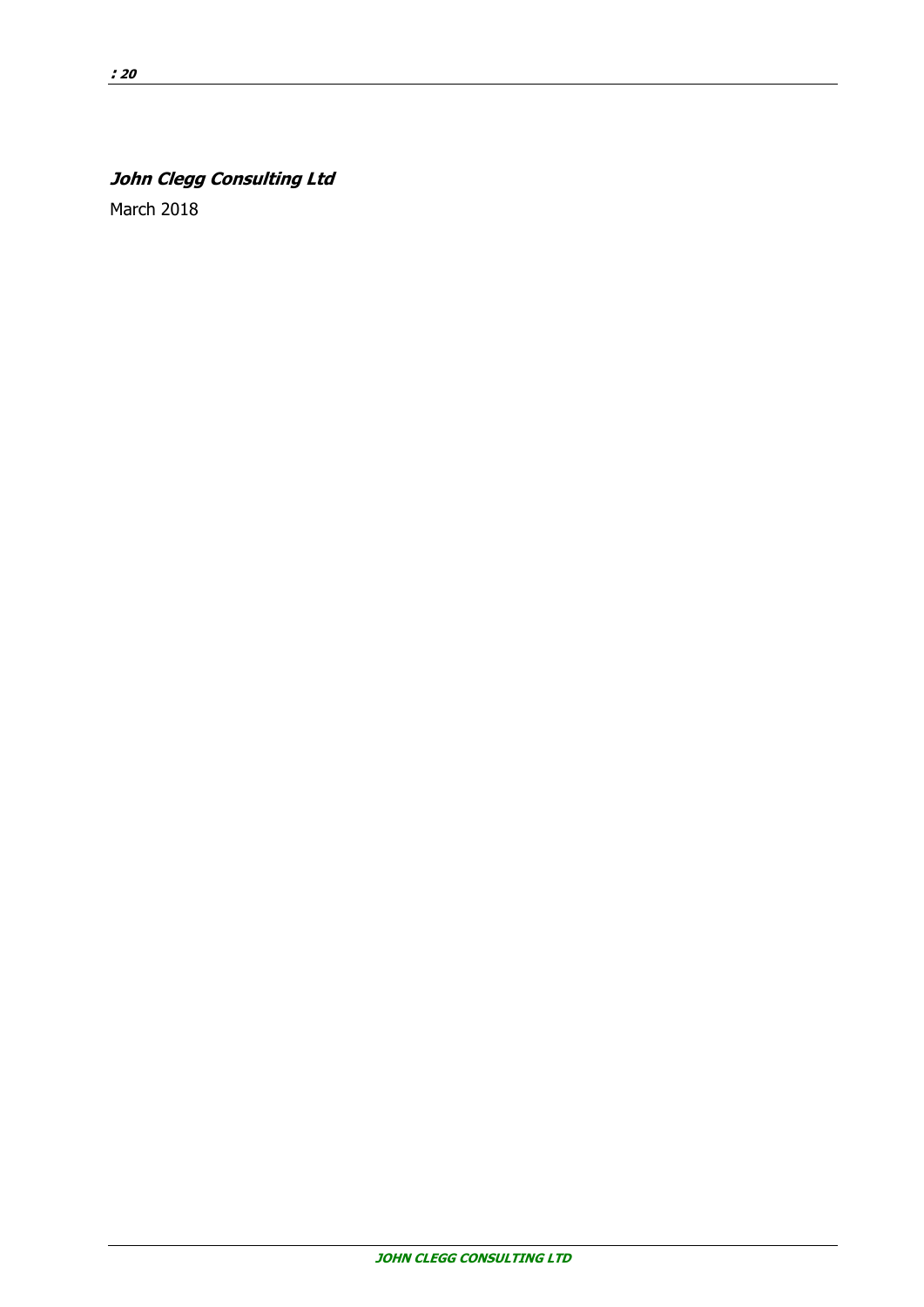***John Clegg Consulting Ltd***

March 2018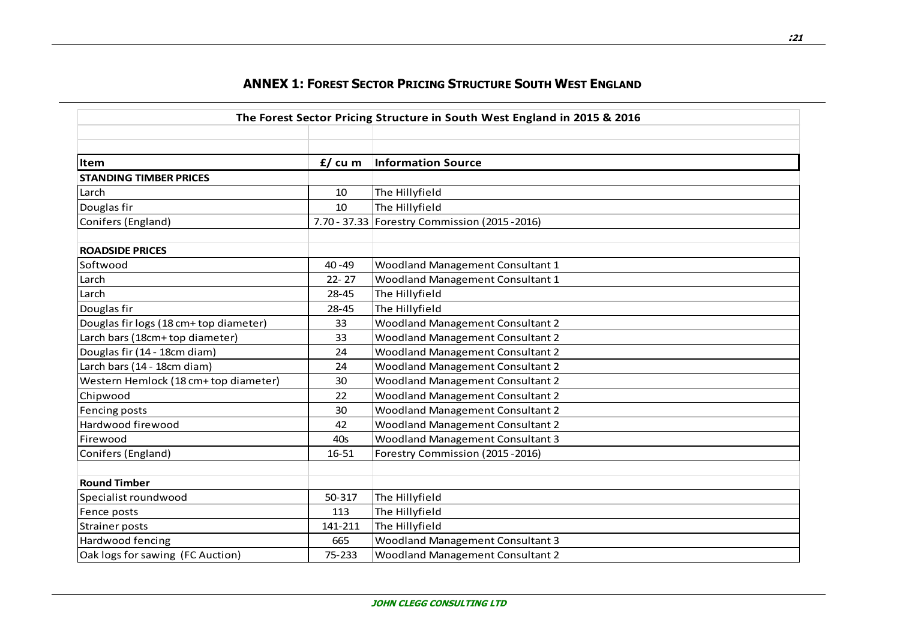## ANNEX 1: FOREST SECTOR PRICING STRUCTURE SOUTH WEST ENGLAND

**The Forest Sector Pricing Structure in South West England in 2015 & 2016**

| Item | £/ cu m | Information Source |
|---|---|---|
| **STANDING TIMBER PRICES** | | |
| Larch | 10 | The Hillyfield |
| Douglas fir | 10 | The Hillyfield |
| Conifers (England) | 7.70 - 37.33 | Forestry Commission (2015 -2016) |
| | | |
| **ROADSIDE PRICES** | | |
| Softwood | 40 -49 | Woodland Management Consultant 1 |
| Larch | 22- 27 | Woodland Management Consultant 1 |
| Larch | 28-45 | The Hillyfield |
| Douglas fir | 28-45 | The Hillyfield |
| Douglas fir logs (18 cm+ top diameter) | 33 | Woodland Management Consultant 2 |
| Larch bars (18cm+ top diameter) | 33 | Woodland Management Consultant 2 |
| Douglas fir (14 - 18cm diam) | 24 | Woodland Management Consultant 2 |
| Larch bars (14 - 18cm diam) | 24 | Woodland Management Consultant 2 |
| Western Hemlock (18 cm+ top diameter) | 30 | Woodland Management Consultant 2 |
| Chipwood | 22 | Woodland Management Consultant 2 |
| Fencing posts | 30 | Woodland Management Consultant 2 |
| Hardwood firewood | 42 | Woodland Management Consultant 2 |
| Firewood | 40s | Woodland Management Consultant 3 |
| Conifers (England) | 16-51 | Forestry Commission (2015 -2016) |
| | | |
| **Round Timber** | | |
| Specialist roundwood | 50-317 | The Hillyfield |
| Fence posts | 113 | The Hillyfield |
| Strainer posts | 141-211 | The Hillyfield |
| Hardwood fencing | 665 | Woodland Management Consultant 3 |
| Oak logs for sawing (FC Auction) | 75-233 | Woodland Management Consultant 2 |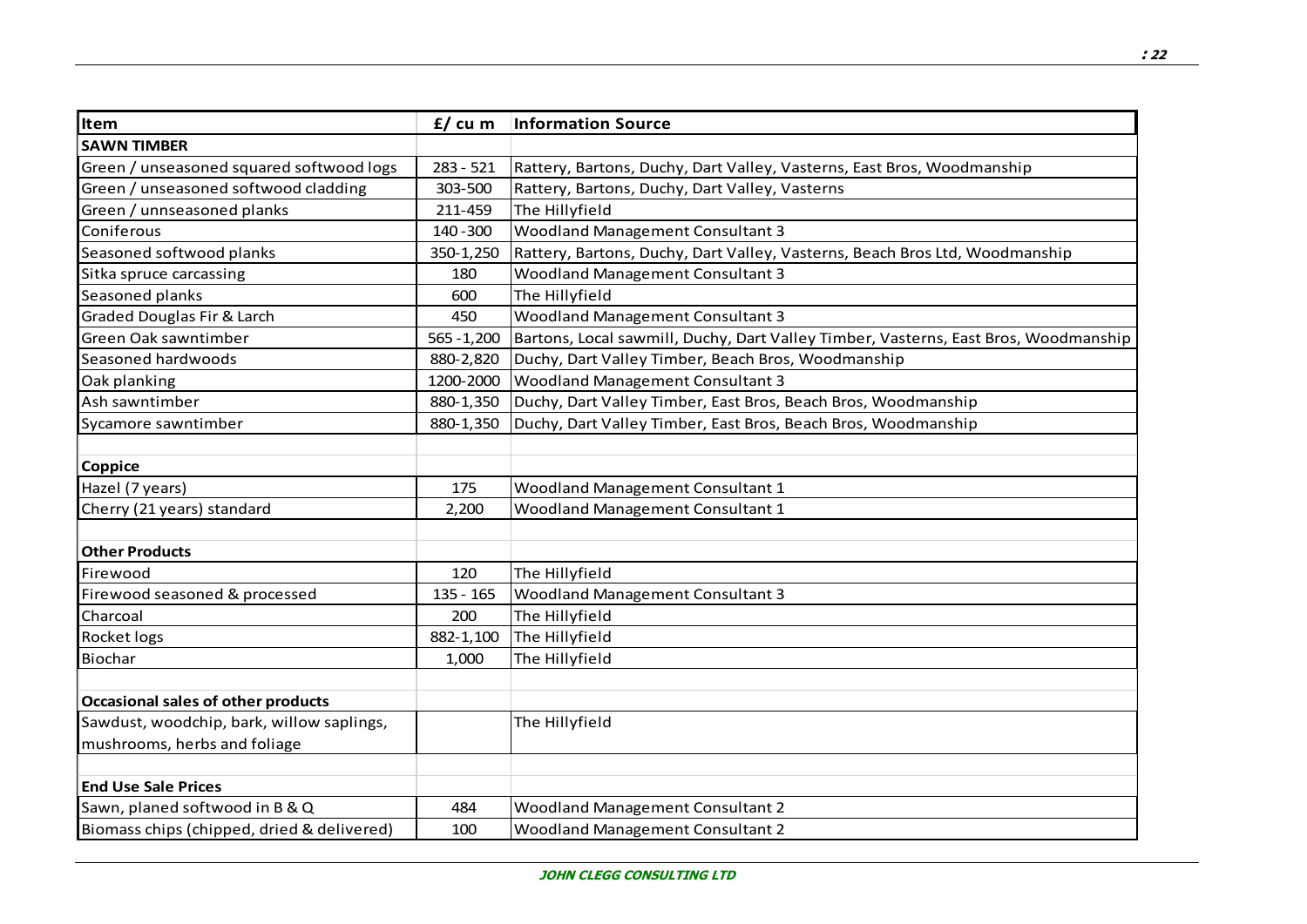| Item | £/ cu m | Information Source |
|---|---|---|
| **SAWN TIMBER** | | |
| Green / unseasoned squared softwood logs | 283 - 521 | Rattery, Bartons, Duchy, Dart Valley, Vasterns, East Bros, Woodmanship |
| Green / unseasoned softwood cladding | 303-500 | Rattery, Bartons, Duchy, Dart Valley, Vasterns |
| Green / unnseasoned planks | 211-459 | The Hillyfield |
| Coniferous | 140 -300 | Woodland Management Consultant 3 |
| Seasoned softwood planks | 350-1,250 | Rattery, Bartons, Duchy, Dart Valley, Vasterns, Beach Bros Ltd, Woodmanship |
| Sitka spruce carcassing | 180 | Woodland Management Consultant 3 |
| Seasoned planks | 600 | The Hillyfield |
| Graded Douglas Fir & Larch | 450 | Woodland Management Consultant 3 |
| Green Oak sawntimber | 565 -1,200 | Bartons, Local sawmill, Duchy, Dart Valley Timber, Vasterns, East Bros, Woodmanship |
| Seasoned hardwoods | 880-2,820 | Duchy, Dart Valley Timber, Beach Bros, Woodmanship |
| Oak planking | 1200-2000 | Woodland Management Consultant 3 |
| Ash sawntimber | 880-1,350 | Duchy, Dart Valley Timber, East Bros, Beach Bros, Woodmanship |
| Sycamore sawntimber | 880-1,350 | Duchy, Dart Valley Timber, East Bros, Beach Bros, Woodmanship |
| | | |
| **Coppice** | | |
| Hazel (7 years) | 175 | Woodland Management Consultant 1 |
| Cherry (21 years) standard | 2,200 | Woodland Management Consultant 1 |
| | | |
| **Other Products** | | |
| Firewood | 120 | The Hillyfield |
| Firewood seasoned & processed | 135 - 165 | Woodland Management Consultant 3 |
| Charcoal | 200 | The Hillyfield |
| Rocket logs | 882-1,100 | The Hillyfield |
| Biochar | 1,000 | The Hillyfield |
| | | |
| **Occasional sales of other products** | | |
| Sawdust, woodchip, bark, willow saplings, mushrooms, herbs and foliage | | The Hillyfield |
| | | |
| **End Use Sale Prices** | | |
| Sawn, planed softwood in B & Q | 484 | Woodland Management Consultant 2 |
| Biomass chips (chipped, dried & delivered) | 100 | Woodland Management Consultant 2 |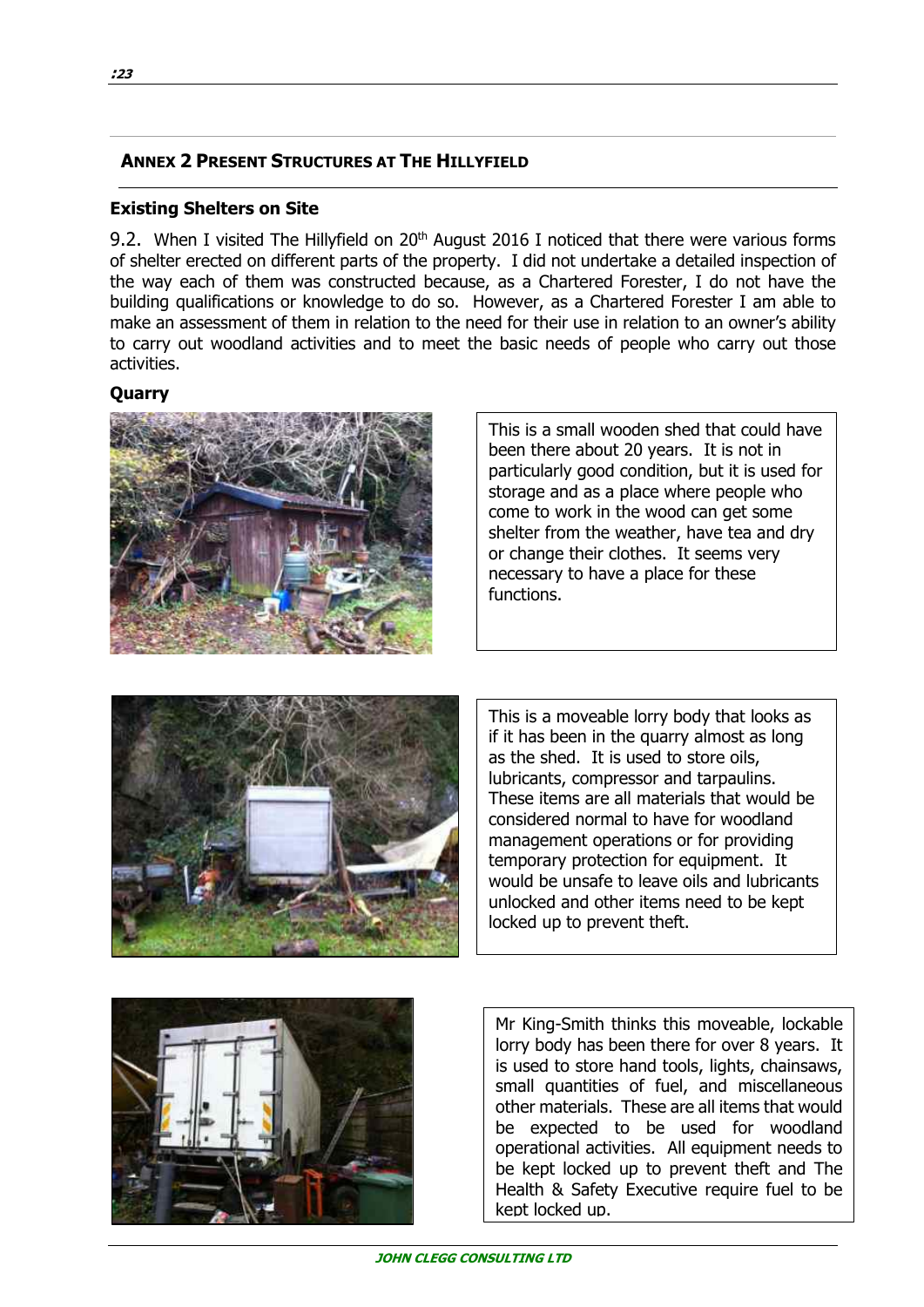## ANNEX 2 PRESENT STRUCTURES AT THE HILLYFIELD

### Existing Shelters on Site

9.2. When I visited The Hillyfield on 20th August 2016 I noticed that there were various forms of shelter erected on different parts of the property. I did not undertake a detailed inspection of the way each of them was constructed because, as a Chartered Forester, I do not have the building qualifications or knowledge to do so. However, as a Chartered Forester I am able to make an assessment of them in relation to the need for their use in relation to an owner's ability to carry out woodland activities and to meet the basic needs of people who carry out those activities.

### Quarry

This is a small wooden shed that could have been there about 20 years. It is not in particularly good condition, but it is used for storage and as a place where people who come to work in the wood can get some shelter from the weather, have tea and dry or change their clothes. It seems very necessary to have a place for these functions.

This is a moveable lorry body that looks as if it has been in the quarry almost as long as the shed. It is used to store oils, lubricants, compressor and tarpaulins. These items are all materials that would be considered normal to have for woodland management operations or for providing temporary protection for equipment. It would be unsafe to leave oils and lubricants unlocked and other items need to be kept locked up to prevent theft.

Mr King-Smith thinks this moveable, lockable lorry body has been there for over 8 years. It is used to store hand tools, lights, chainsaws, small quantities of fuel, and miscellaneous other materials. These are all items that would be expected to be used for woodland operational activities. All equipment needs to be kept locked up to prevent theft and The Health & Safety Executive require fuel to be kept locked up.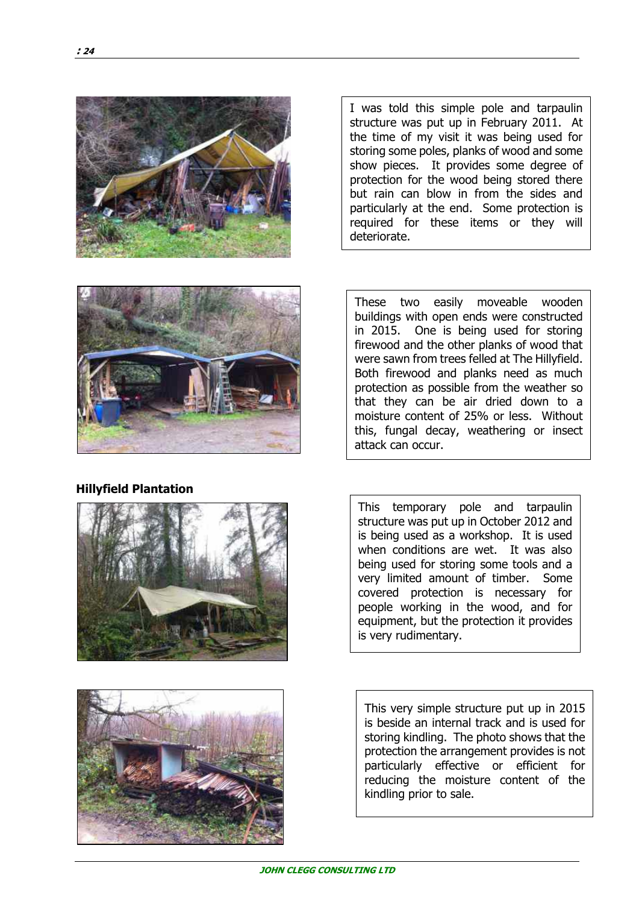I was told this simple pole and tarpaulin structure was put up in February 2011. At the time of my visit it was being used for storing some poles, planks of wood and some show pieces. It provides some degree of protection for the wood being stored there but rain can blow in from the sides and particularly at the end. Some protection is required for these items or they will deteriorate.

These two easily moveable wooden buildings with open ends were constructed in 2015. One is being used for storing firewood and the other planks of wood that were sawn from trees felled at The Hillyfield. Both firewood and planks need as much protection as possible from the weather so that they can be air dried down to a moisture content of 25% or less. Without this, fungal decay, weathering or insect attack can occur.

**Hillyfield Plantation**

This temporary pole and tarpaulin structure was put up in October 2012 and is being used as a workshop. It is used when conditions are wet. It was also being used for storing some tools and a very limited amount of timber. Some covered protection is necessary for people working in the wood, and for equipment, but the protection it provides is very rudimentary.

This very simple structure put up in 2015 is beside an internal track and is used for storing kindling. The photo shows that the protection the arrangement provides is not particularly effective or efficient for reducing the moisture content of the kindling prior to sale.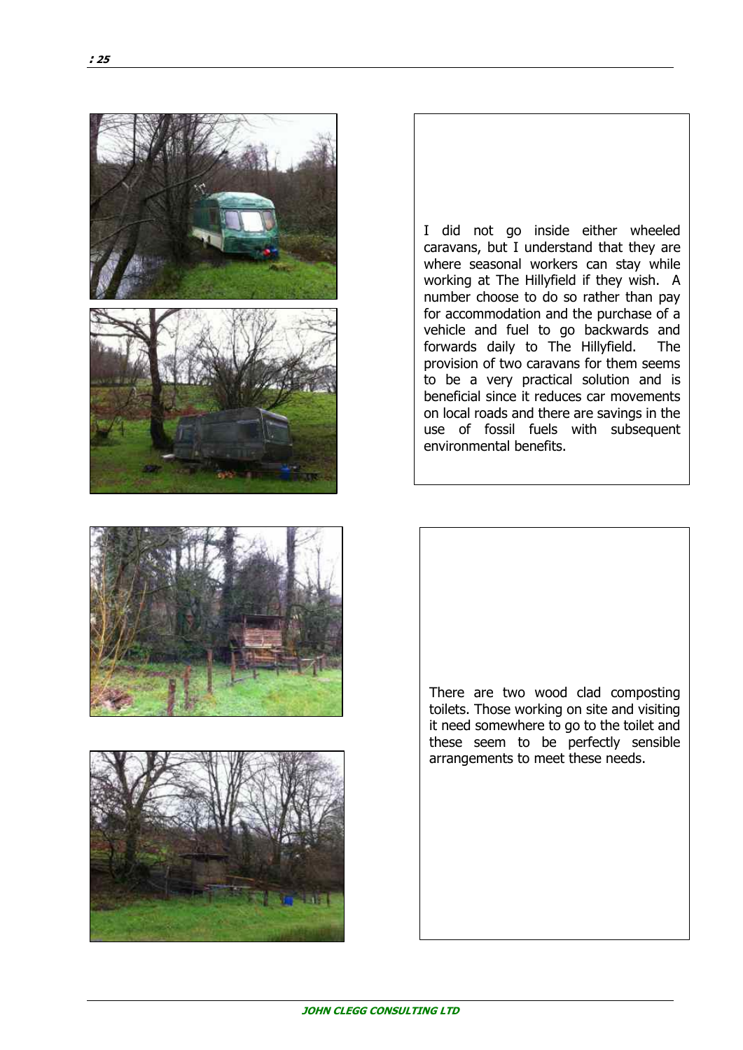I did not go inside either wheeled caravans, but I understand that they are where seasonal workers can stay while working at The Hillyfield if they wish. A number choose to do so rather than pay for accommodation and the purchase of a vehicle and fuel to go backwards and forwards daily to The Hillyfield. The provision of two caravans for them seems to be a very practical solution and is beneficial since it reduces car movements on local roads and there are savings in the use of fossil fuels with subsequent environmental benefits.

There are two wood clad composting toilets. Those working on site and visiting it need somewhere to go to the toilet and these seem to be perfectly sensible arrangements to meet these needs.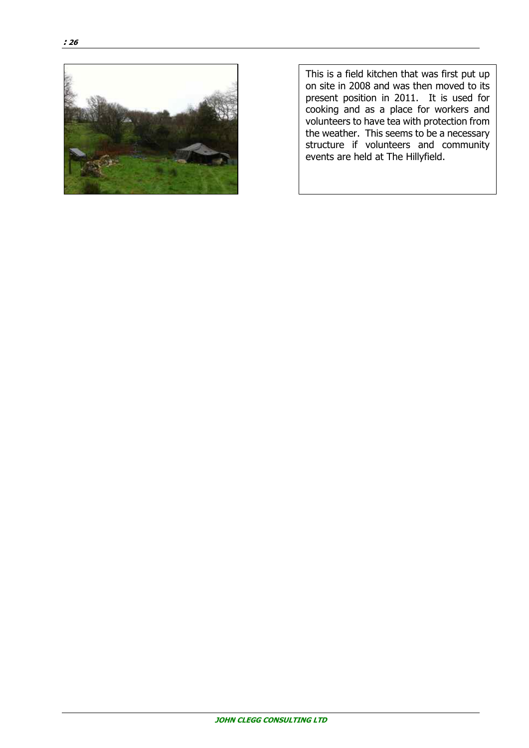This is a field kitchen that was first put up on site in 2008 and was then moved to its present position in 2011. It is used for cooking and as a place for workers and volunteers to have tea with protection from the weather. This seems to be a necessary structure if volunteers and community events are held at The Hillyfield.